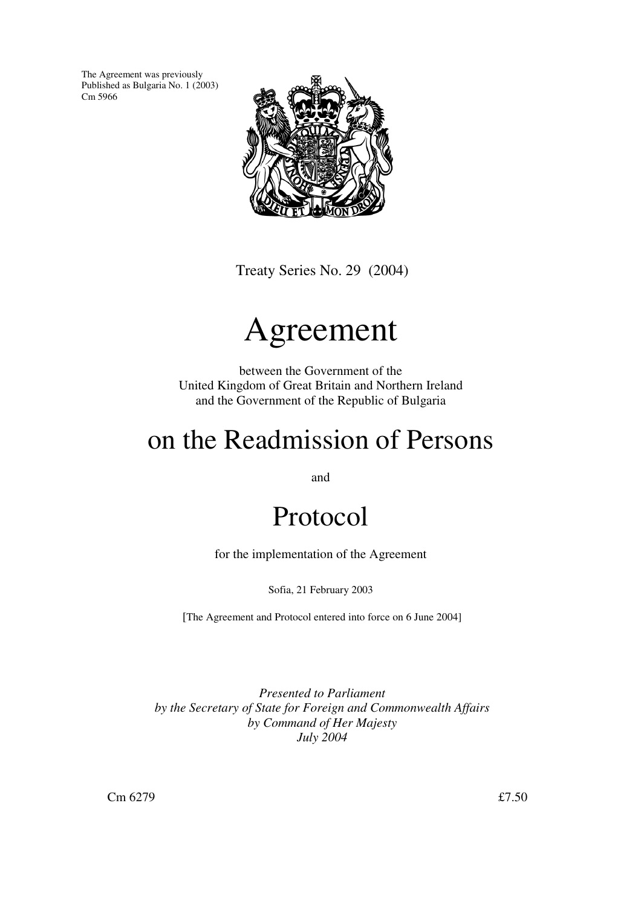The Agreement was previously
Published as Bulgaria No. 1 (2003)
Cm 5966

Treaty Series No. 29 (2004)

# Agreement

between the Government of the
United Kingdom of Great Britain and Northern Ireland
and the Government of the Republic of Bulgaria

# on the Readmission of Persons

and

# Protocol

for the implementation of the Agreement

Sofia, 21 February 2003

[The Agreement and Protocol entered into force on 6 June 2004]

*Presented to Parliament*
*by the Secretary of State for Foreign and Commonwealth Affairs*
*by Command of Her Majesty*
*July 2004*

Cm 6279 £7.50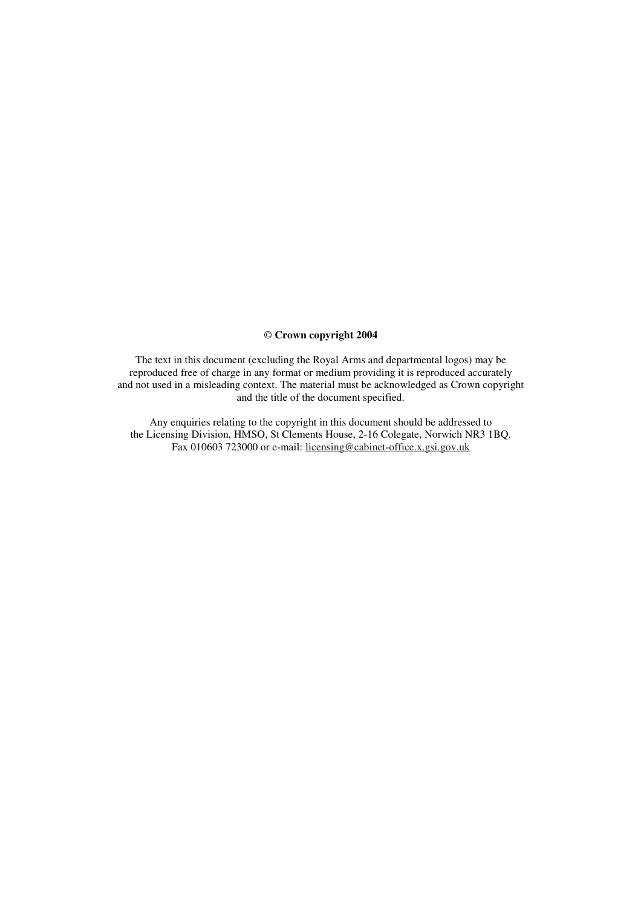**© Crown copyright 2004**

The text in this document (excluding the Royal Arms and departmental logos) may be reproduced free of charge in any format or medium providing it is reproduced accurately and not used in a misleading context. The material must be acknowledged as Crown copyright and the title of the document specified.

Any enquiries relating to the copyright in this document should be addressed to the Licensing Division, HMSO, St Clements House, 2-16 Colegate, Norwich NR3 1BQ. Fax 010603 723000 or e-mail: licensing@cabinet-office.x.gsi.gov.uk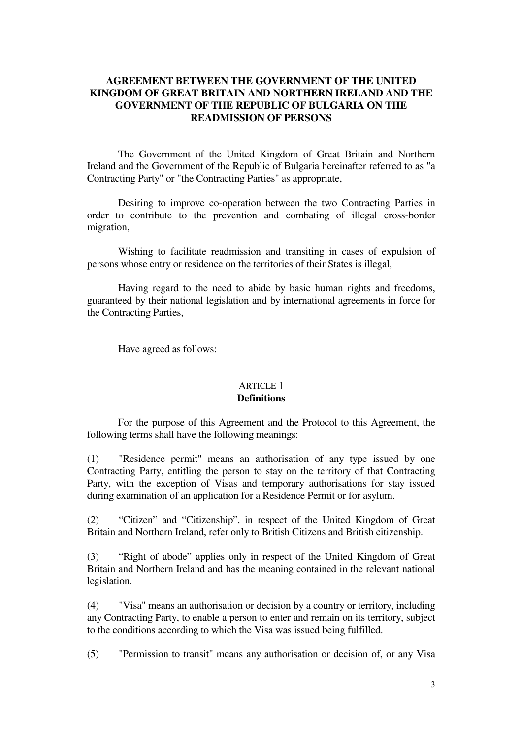# AGREEMENT BETWEEN THE GOVERNMENT OF THE UNITED KINGDOM OF GREAT BRITAIN AND NORTHERN IRELAND AND THE GOVERNMENT OF THE REPUBLIC OF BULGARIA ON THE READMISSION OF PERSONS

The Government of the United Kingdom of Great Britain and Northern Ireland and the Government of the Republic of Bulgaria hereinafter referred to as "a Contracting Party" or "the Contracting Parties" as appropriate,

Desiring to improve co-operation between the two Contracting Parties in order to contribute to the prevention and combating of illegal cross-border migration,

Wishing to facilitate readmission and transiting in cases of expulsion of persons whose entry or residence on the territories of their States is illegal,

Having regard to the need to abide by basic human rights and freedoms, guaranteed by their national legislation and by international agreements in force for the Contracting Parties,

Have agreed as follows:

## ARTICLE 1
## Definitions

For the purpose of this Agreement and the Protocol to this Agreement, the following terms shall have the following meanings:

(1) "Residence permit" means an authorisation of any type issued by one Contracting Party, entitling the person to stay on the territory of that Contracting Party, with the exception of Visas and temporary authorisations for stay issued during examination of an application for a Residence Permit or for asylum.

(2) “Citizen” and “Citizenship”, in respect of the United Kingdom of Great Britain and Northern Ireland, refer only to British Citizens and British citizenship.

(3) “Right of abode” applies only in respect of the United Kingdom of Great Britain and Northern Ireland and has the meaning contained in the relevant national legislation.

(4) "Visa" means an authorisation or decision by a country or territory, including any Contracting Party, to enable a person to enter and remain on its territory, subject to the conditions according to which the Visa was issued being fulfilled.

(5) "Permission to transit" means any authorisation or decision of, or any Visa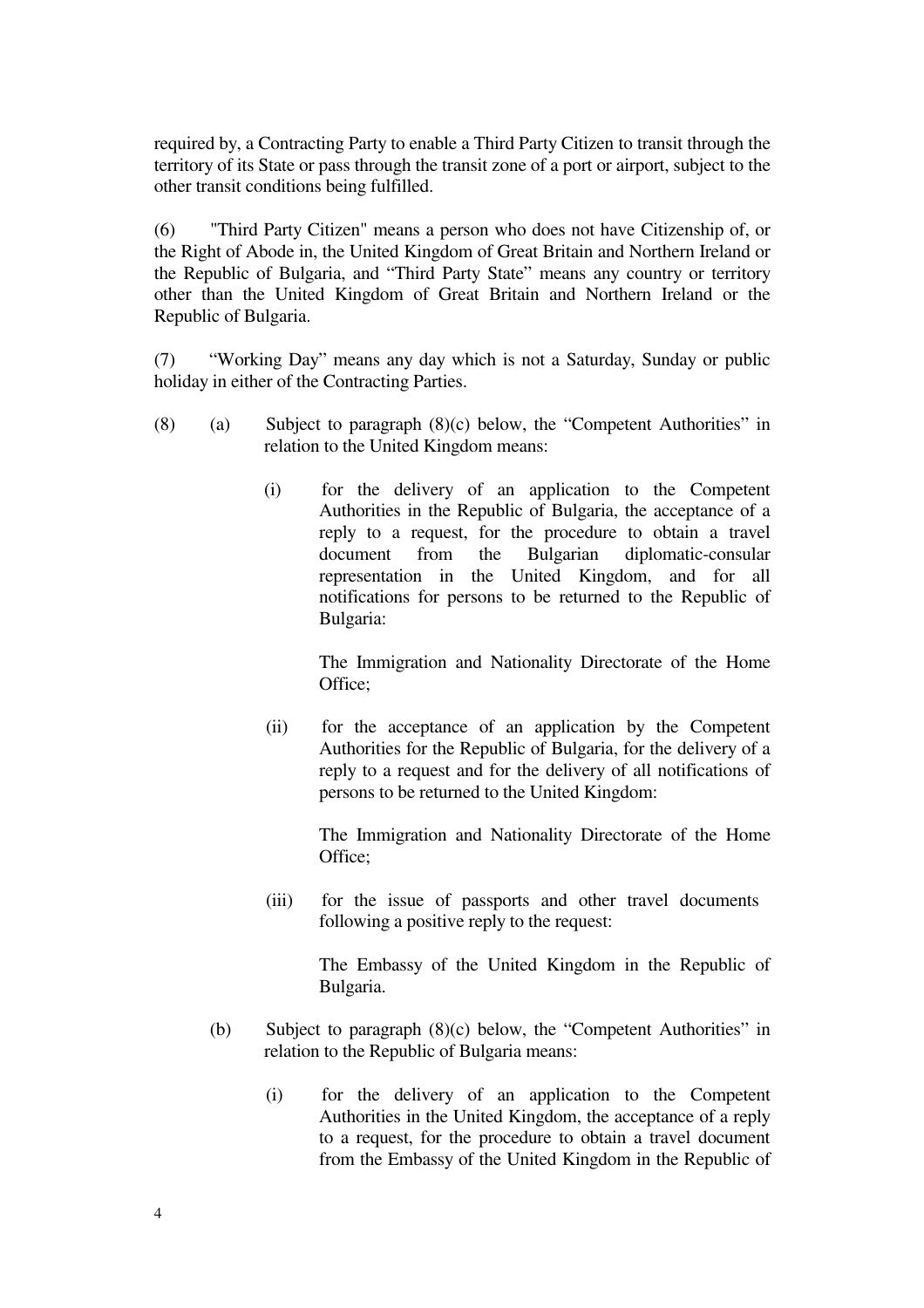required by, a Contracting Party to enable a Third Party Citizen to transit through the territory of its State or pass through the transit zone of a port or airport, subject to the other transit conditions being fulfilled.

(6) "Third Party Citizen" means a person who does not have Citizenship of, or the Right of Abode in, the United Kingdom of Great Britain and Northern Ireland or the Republic of Bulgaria, and "Third Party State" means any country or territory other than the United Kingdom of Great Britain and Northern Ireland or the Republic of Bulgaria.

(7) "Working Day" means any day which is not a Saturday, Sunday or public holiday in either of the Contracting Parties.

(8) (a) Subject to paragraph (8)(c) below, the "Competent Authorities" in relation to the United Kingdom means:

(i) for the delivery of an application to the Competent Authorities in the Republic of Bulgaria, the acceptance of a reply to a request, for the procedure to obtain a travel document from the Bulgarian diplomatic-consular representation in the United Kingdom, and for all notifications for persons to be returned to the Republic of Bulgaria:

The Immigration and Nationality Directorate of the Home Office;

(ii) for the acceptance of an application by the Competent Authorities for the Republic of Bulgaria, for the delivery of a reply to a request and for the delivery of all notifications of persons to be returned to the United Kingdom:

The Immigration and Nationality Directorate of the Home Office;

(iii) for the issue of passports and other travel documents following a positive reply to the request:

The Embassy of the United Kingdom in the Republic of Bulgaria.

(b) Subject to paragraph (8)(c) below, the "Competent Authorities" in relation to the Republic of Bulgaria means:

(i) for the delivery of an application to the Competent Authorities in the United Kingdom, the acceptance of a reply to a request, for the procedure to obtain a travel document from the Embassy of the United Kingdom in the Republic of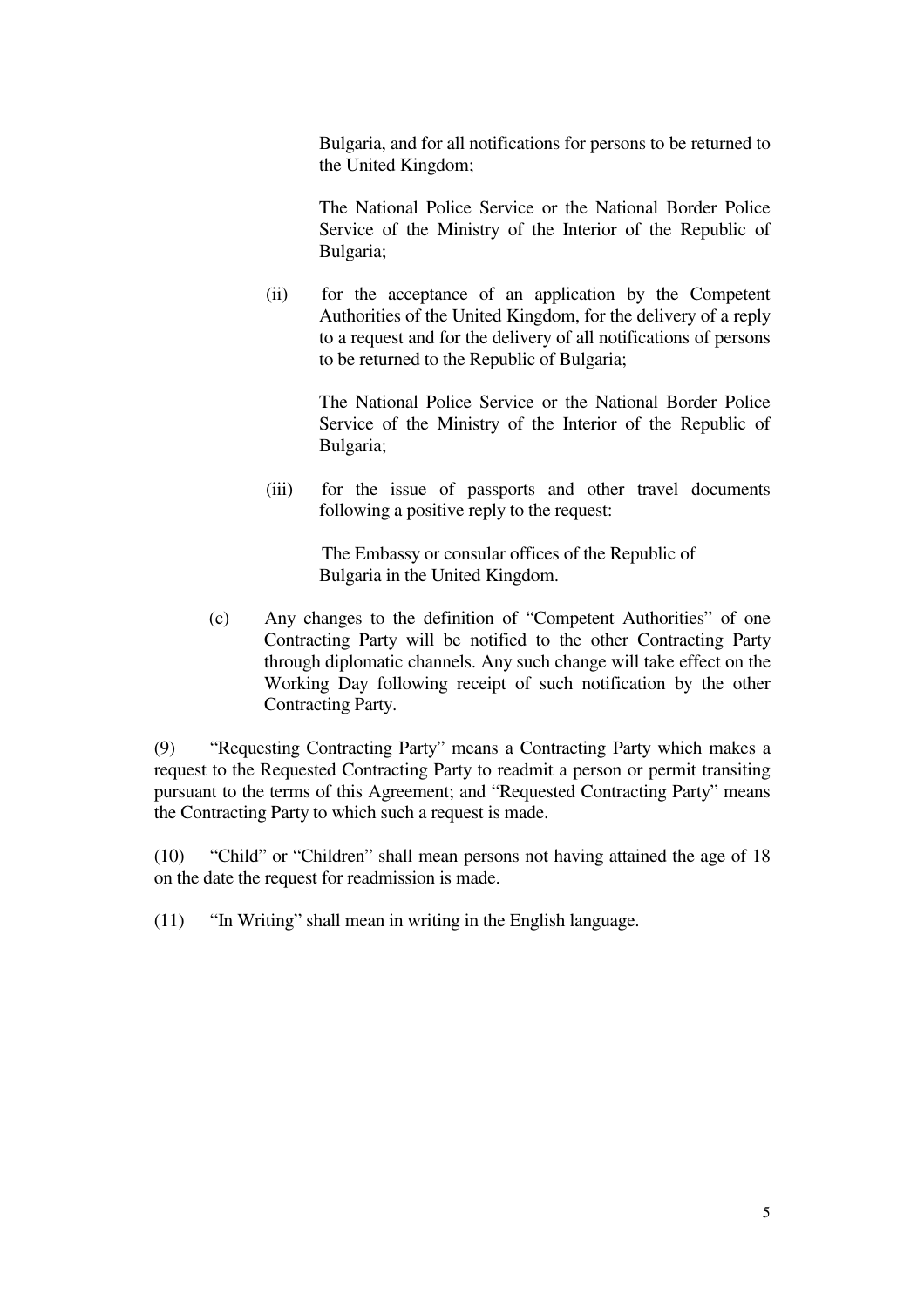Bulgaria, and for all notifications for persons to be returned to the United Kingdom;

The National Police Service or the National Border Police Service of the Ministry of the Interior of the Republic of Bulgaria;

(ii) for the acceptance of an application by the Competent Authorities of the United Kingdom, for the delivery of a reply to a request and for the delivery of all notifications of persons to be returned to the Republic of Bulgaria;

The National Police Service or the National Border Police Service of the Ministry of the Interior of the Republic of Bulgaria;

(iii) for the issue of passports and other travel documents following a positive reply to the request:

The Embassy or consular offices of the Republic of Bulgaria in the United Kingdom.

(c) Any changes to the definition of "Competent Authorities" of one Contracting Party will be notified to the other Contracting Party through diplomatic channels. Any such change will take effect on the Working Day following receipt of such notification by the other Contracting Party.

(9) "Requesting Contracting Party" means a Contracting Party which makes a request to the Requested Contracting Party to readmit a person or permit transiting pursuant to the terms of this Agreement; and "Requested Contracting Party" means the Contracting Party to which such a request is made.

(10) "Child" or "Children" shall mean persons not having attained the age of 18 on the date the request for readmission is made.

(11) "In Writing" shall mean in writing in the English language.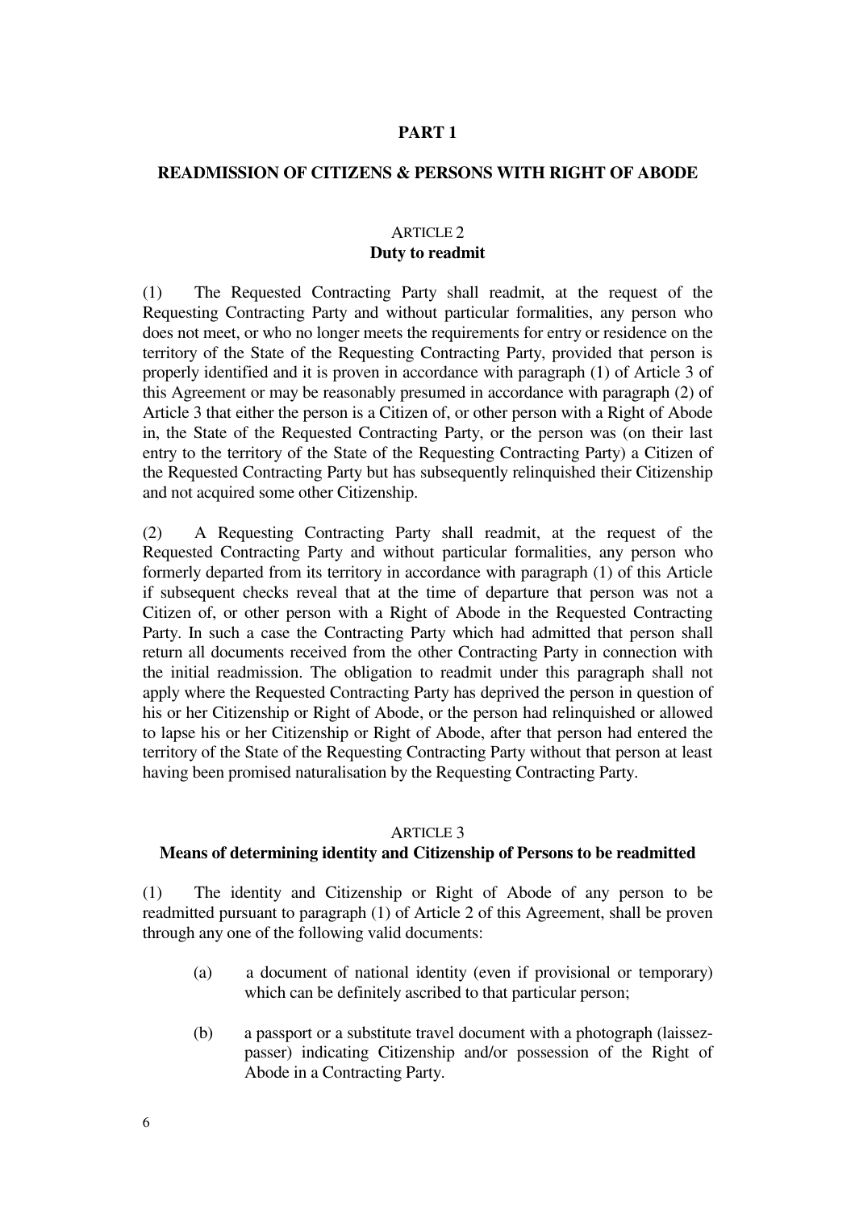# PART 1

## READMISSION OF CITIZENS & PERSONS WITH RIGHT OF ABODE

### ARTICLE 2
### Duty to readmit

(1) The Requested Contracting Party shall readmit, at the request of the Requesting Contracting Party and without particular formalities, any person who does not meet, or who no longer meets the requirements for entry or residence on the territory of the State of the Requesting Contracting Party, provided that person is properly identified and it is proven in accordance with paragraph (1) of Article 3 of this Agreement or may be reasonably presumed in accordance with paragraph (2) of Article 3 that either the person is a Citizen of, or other person with a Right of Abode in, the State of the Requested Contracting Party, or the person was (on their last entry to the territory of the State of the Requesting Contracting Party) a Citizen of the Requested Contracting Party but has subsequently relinquished their Citizenship and not acquired some other Citizenship.

(2) A Requesting Contracting Party shall readmit, at the request of the Requested Contracting Party and without particular formalities, any person who formerly departed from its territory in accordance with paragraph (1) of this Article if subsequent checks reveal that at the time of departure that person was not a Citizen of, or other person with a Right of Abode in the Requested Contracting Party. In such a case the Contracting Party which had admitted that person shall return all documents received from the other Contracting Party in connection with the initial readmission. The obligation to readmit under this paragraph shall not apply where the Requested Contracting Party has deprived the person in question of his or her Citizenship or Right of Abode, or the person had relinquished or allowed to lapse his or her Citizenship or Right of Abode, after that person had entered the territory of the State of the Requesting Contracting Party without that person at least having been promised naturalisation by the Requesting Contracting Party.

### ARTICLE 3
### Means of determining identity and Citizenship of Persons to be readmitted

(1) The identity and Citizenship or Right of Abode of any person to be readmitted pursuant to paragraph (1) of Article 2 of this Agreement, shall be proven through any one of the following valid documents:

- (a) a document of national identity (even if provisional or temporary) which can be definitely ascribed to that particular person;
- (b) a passport or a substitute travel document with a photograph (laissez-passer) indicating Citizenship and/or possession of the Right of Abode in a Contracting Party.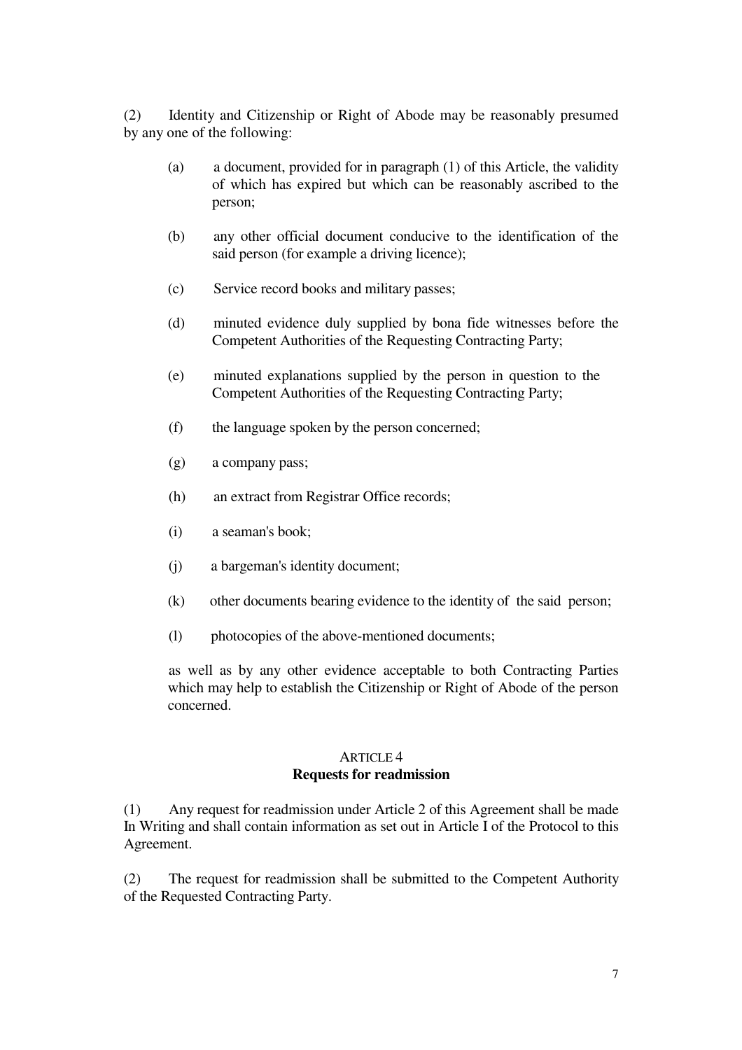(2) Identity and Citizenship or Right of Abode may be reasonably presumed by any one of the following:

(a) a document, provided for in paragraph (1) of this Article, the validity of which has expired but which can be reasonably ascribed to the person;

(b) any other official document conducive to the identification of the said person (for example a driving licence);

(c) Service record books and military passes;

(d) minuted evidence duly supplied by bona fide witnesses before the Competent Authorities of the Requesting Contracting Party;

(e) minuted explanations supplied by the person in question to the Competent Authorities of the Requesting Contracting Party;

(f) the language spoken by the person concerned;

(g) a company pass;

(h) an extract from Registrar Office records;

(i) a seaman's book;

(j) a bargeman's identity document;

(k) other documents bearing evidence to the identity of the said person;

(l) photocopies of the above-mentioned documents;

as well as by any other evidence acceptable to both Contracting Parties which may help to establish the Citizenship or Right of Abode of the person concerned.

## ARTICLE 4
## Requests for readmission

(1) Any request for readmission under Article 2 of this Agreement shall be made In Writing and shall contain information as set out in Article I of the Protocol to this Agreement.

(2) The request for readmission shall be submitted to the Competent Authority of the Requested Contracting Party.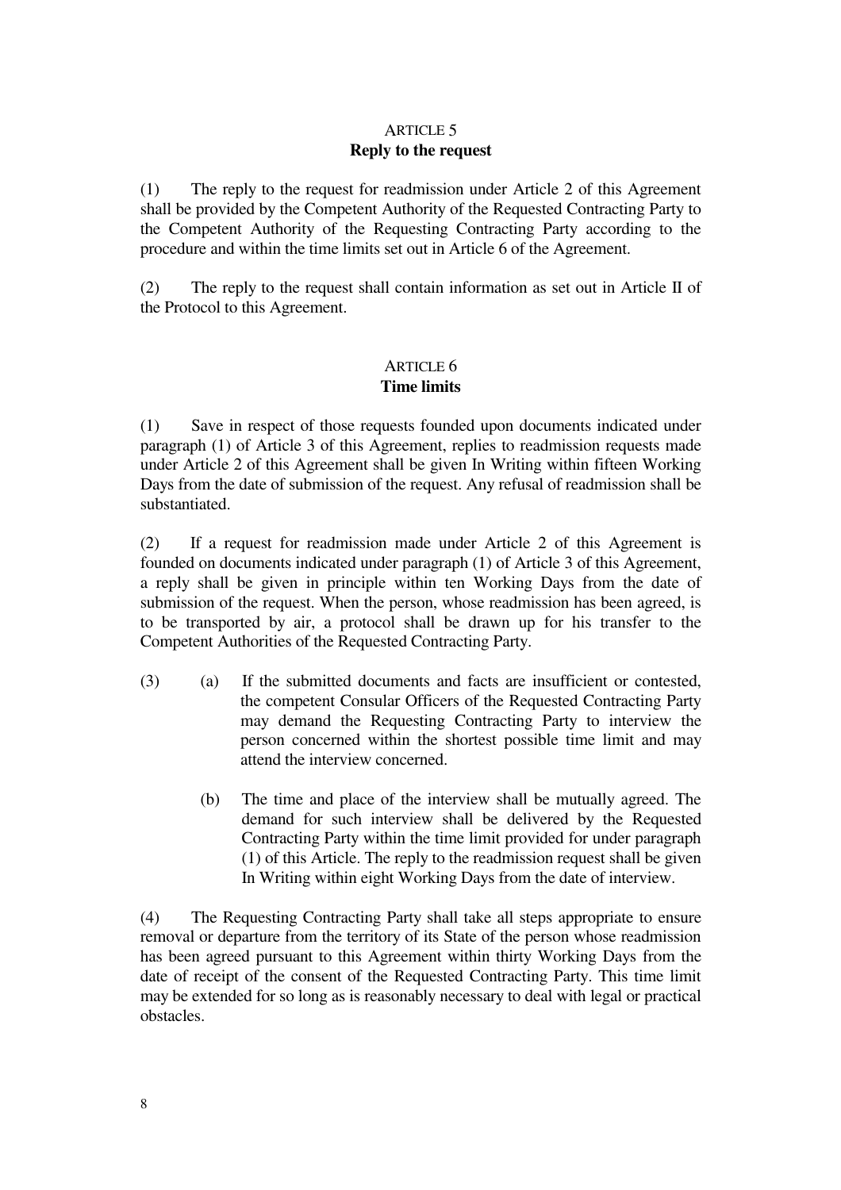## ARTICLE 5
**Reply to the request**

(1) The reply to the request for readmission under Article 2 of this Agreement shall be provided by the Competent Authority of the Requested Contracting Party to the Competent Authority of the Requesting Contracting Party according to the procedure and within the time limits set out in Article 6 of the Agreement.

(2) The reply to the request shall contain information as set out in Article II of the Protocol to this Agreement.

## ARTICLE 6
**Time limits**

(1) Save in respect of those requests founded upon documents indicated under paragraph (1) of Article 3 of this Agreement, replies to readmission requests made under Article 2 of this Agreement shall be given In Writing within fifteen Working Days from the date of submission of the request. Any refusal of readmission shall be substantiated.

(2) If a request for readmission made under Article 2 of this Agreement is founded on documents indicated under paragraph (1) of Article 3 of this Agreement, a reply shall be given in principle within ten Working Days from the date of submission of the request. When the person, whose readmission has been agreed, is to be transported by air, a protocol shall be drawn up for his transfer to the Competent Authorities of the Requested Contracting Party.

(3) (a) If the submitted documents and facts are insufficient or contested, the competent Consular Officers of the Requested Contracting Party may demand the Requesting Contracting Party to interview the person concerned within the shortest possible time limit and may attend the interview concerned.

(b) The time and place of the interview shall be mutually agreed. The demand for such interview shall be delivered by the Requested Contracting Party within the time limit provided for under paragraph (1) of this Article. The reply to the readmission request shall be given In Writing within eight Working Days from the date of interview.

(4) The Requesting Contracting Party shall take all steps appropriate to ensure removal or departure from the territory of its State of the person whose readmission has been agreed pursuant to this Agreement within thirty Working Days from the date of receipt of the consent of the Requested Contracting Party. This time limit may be extended for so long as is reasonably necessary to deal with legal or practical obstacles.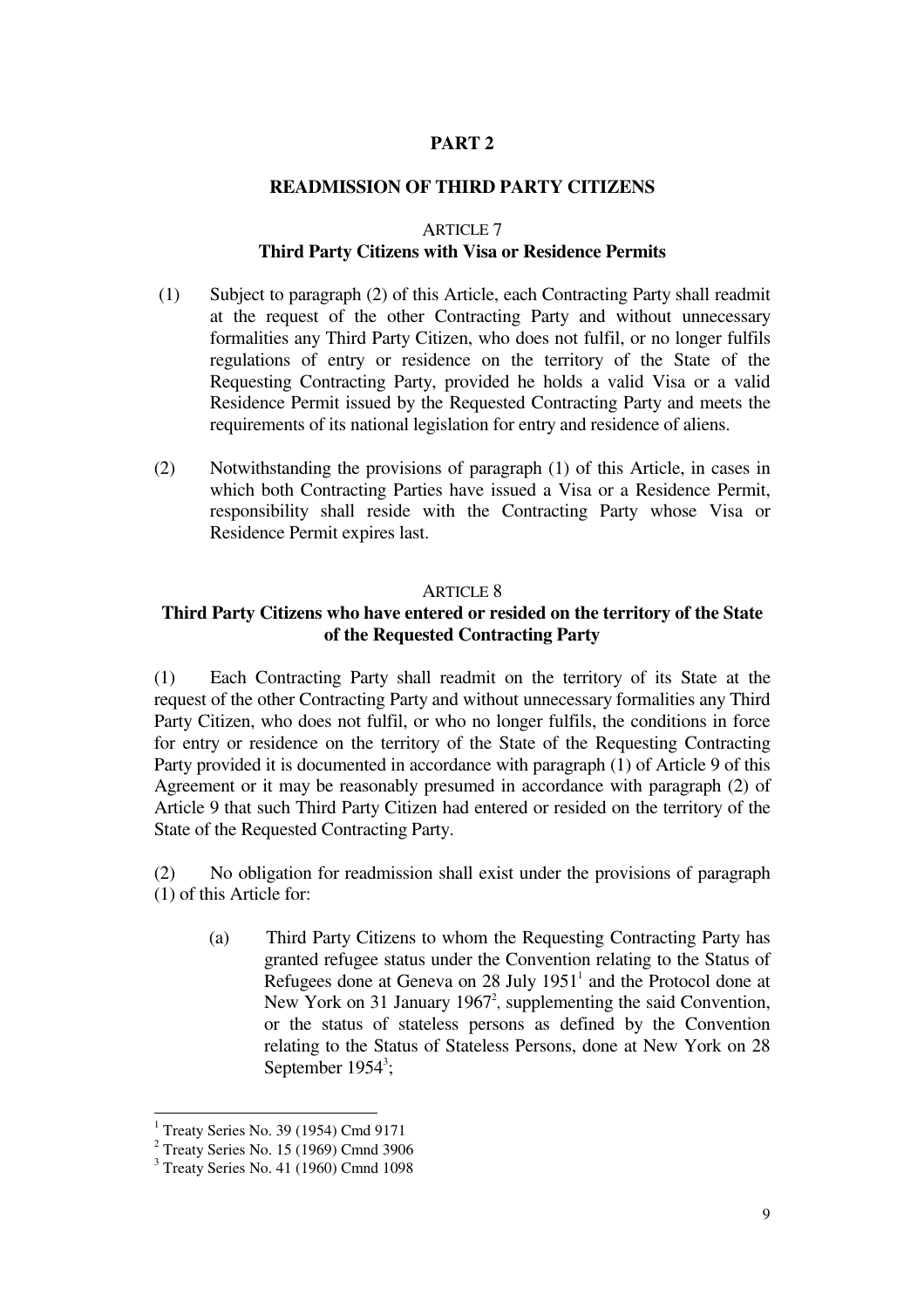## PART 2

## READMISSION OF THIRD PARTY CITIZENS

### ARTICLE 7
### Third Party Citizens with Visa or Residence Permits

(1) Subject to paragraph (2) of this Article, each Contracting Party shall readmit at the request of the other Contracting Party and without unnecessary formalities any Third Party Citizen, who does not fulfil, or no longer fulfils regulations of entry or residence on the territory of the State of the Requesting Contracting Party, provided he holds a valid Visa or a valid Residence Permit issued by the Requested Contracting Party and meets the requirements of its national legislation for entry and residence of aliens.

(2) Notwithstanding the provisions of paragraph (1) of this Article, in cases in which both Contracting Parties have issued a Visa or a Residence Permit, responsibility shall reside with the Contracting Party whose Visa or Residence Permit expires last.

### ARTICLE 8
### Third Party Citizens who have entered or resided on the territory of the State of the Requested Contracting Party

(1) Each Contracting Party shall readmit on the territory of its State at the request of the other Contracting Party and without unnecessary formalities any Third Party Citizen, who does not fulfil, or who no longer fulfils, the conditions in force for entry or residence on the territory of the State of the Requesting Contracting Party provided it is documented in accordance with paragraph (1) of Article 9 of this Agreement or it may be reasonably presumed in accordance with paragraph (2) of Article 9 that such Third Party Citizen had entered or resided on the territory of the State of the Requested Contracting Party.

(2) No obligation for readmission shall exist under the provisions of paragraph (1) of this Article for:

(a) Third Party Citizens to whom the Requesting Contracting Party has granted refugee status under the Convention relating to the Status of Refugees done at Geneva on 28 July 1951[1] and the Protocol done at New York on 31 January 1967[2], supplementing the said Convention, or the status of stateless persons as defined by the Convention relating to the Status of Stateless Persons, done at New York on 28 September 1954[3];

---

[1] Treaty Series No. 39 (1954) Cmd 9171

[2] Treaty Series No. 15 (1969) Cmnd 3906

[3] Treaty Series No. 41 (1960) Cmnd 1098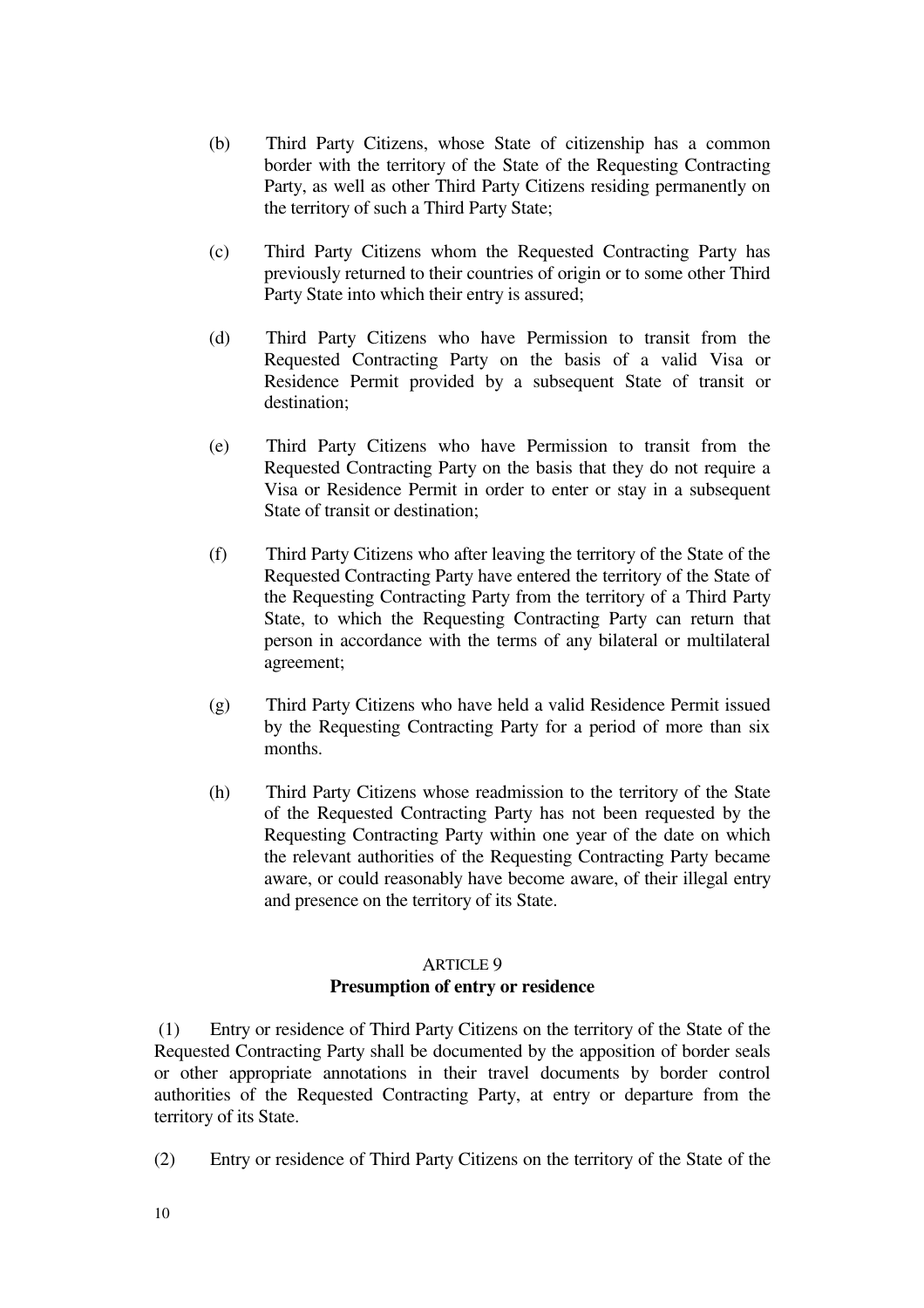(b) Third Party Citizens, whose State of citizenship has a common border with the territory of the State of the Requesting Contracting Party, as well as other Third Party Citizens residing permanently on the territory of such a Third Party State;

(c) Third Party Citizens whom the Requested Contracting Party has previously returned to their countries of origin or to some other Third Party State into which their entry is assured;

(d) Third Party Citizens who have Permission to transit from the Requested Contracting Party on the basis of a valid Visa or Residence Permit provided by a subsequent State of transit or destination;

(e) Third Party Citizens who have Permission to transit from the Requested Contracting Party on the basis that they do not require a Visa or Residence Permit in order to enter or stay in a subsequent State of transit or destination;

(f) Third Party Citizens who after leaving the territory of the State of the Requested Contracting Party have entered the territory of the State of the Requesting Contracting Party from the territory of a Third Party State, to which the Requesting Contracting Party can return that person in accordance with the terms of any bilateral or multilateral agreement;

(g) Third Party Citizens who have held a valid Residence Permit issued by the Requesting Contracting Party for a period of more than six months.

(h) Third Party Citizens whose readmission to the territory of the State of the Requested Contracting Party has not been requested by the Requesting Contracting Party within one year of the date on which the relevant authorities of the Requesting Contracting Party became aware, or could reasonably have become aware, of their illegal entry and presence on the territory of its State.

ARTICLE 9
**Presumption of entry or residence**

(1) Entry or residence of Third Party Citizens on the territory of the State of the Requested Contracting Party shall be documented by the apposition of border seals or other appropriate annotations in their travel documents by border control authorities of the Requested Contracting Party, at entry or departure from the territory of its State.

(2) Entry or residence of Third Party Citizens on the territory of the State of the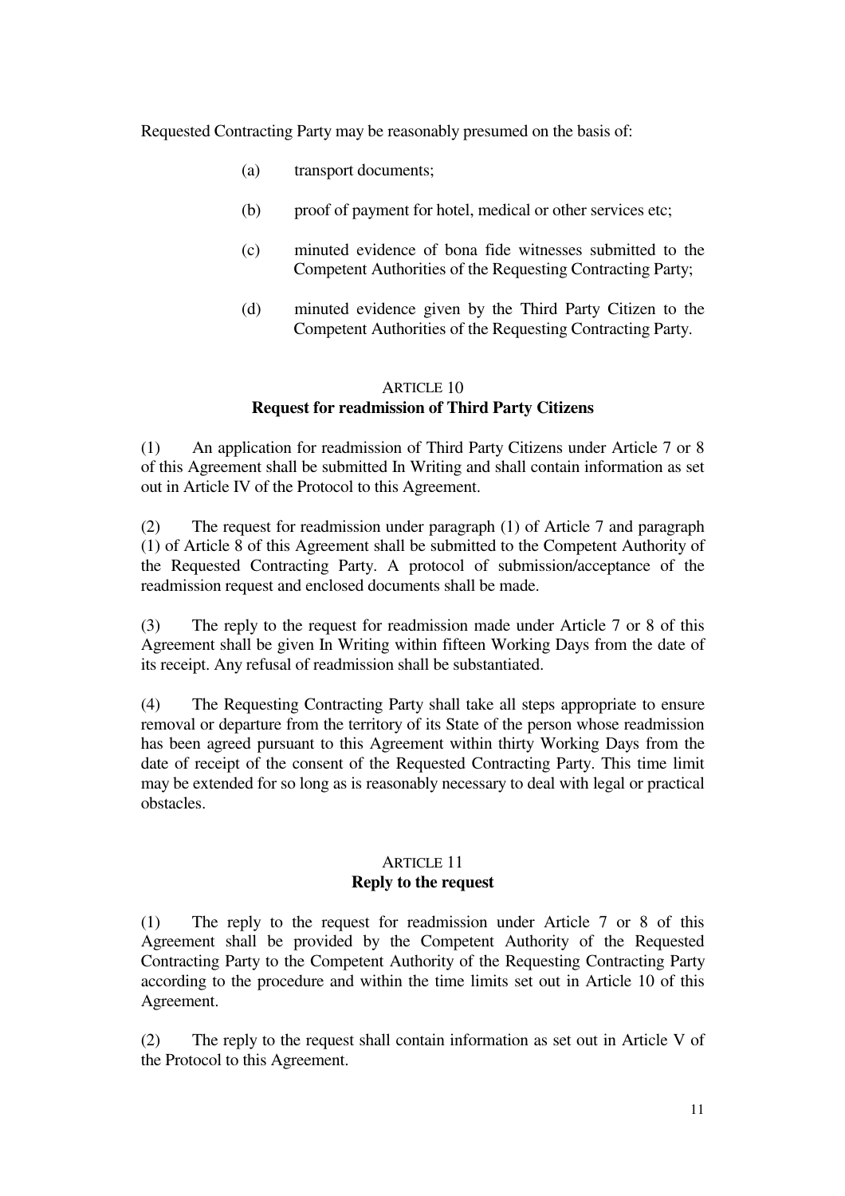Requested Contracting Party may be reasonably presumed on the basis of:

(a) transport documents;

(b) proof of payment for hotel, medical or other services etc;

(c) minuted evidence of bona fide witnesses submitted to the Competent Authorities of the Requesting Contracting Party;

(d) minuted evidence given by the Third Party Citizen to the Competent Authorities of the Requesting Contracting Party.

## ARTICLE 10
**Request for readmission of Third Party Citizens**

(1) An application for readmission of Third Party Citizens under Article 7 or 8 of this Agreement shall be submitted In Writing and shall contain information as set out in Article IV of the Protocol to this Agreement.

(2) The request for readmission under paragraph (1) of Article 7 and paragraph (1) of Article 8 of this Agreement shall be submitted to the Competent Authority of the Requested Contracting Party. A protocol of submission/acceptance of the readmission request and enclosed documents shall be made.

(3) The reply to the request for readmission made under Article 7 or 8 of this Agreement shall be given In Writing within fifteen Working Days from the date of its receipt. Any refusal of readmission shall be substantiated.

(4) The Requesting Contracting Party shall take all steps appropriate to ensure removal or departure from the territory of its State of the person whose readmission has been agreed pursuant to this Agreement within thirty Working Days from the date of receipt of the consent of the Requested Contracting Party. This time limit may be extended for so long as is reasonably necessary to deal with legal or practical obstacles.

## ARTICLE 11
**Reply to the request**

(1) The reply to the request for readmission under Article 7 or 8 of this Agreement shall be provided by the Competent Authority of the Requested Contracting Party to the Competent Authority of the Requesting Contracting Party according to the procedure and within the time limits set out in Article 10 of this Agreement.

(2) The reply to the request shall contain information as set out in Article V of the Protocol to this Agreement.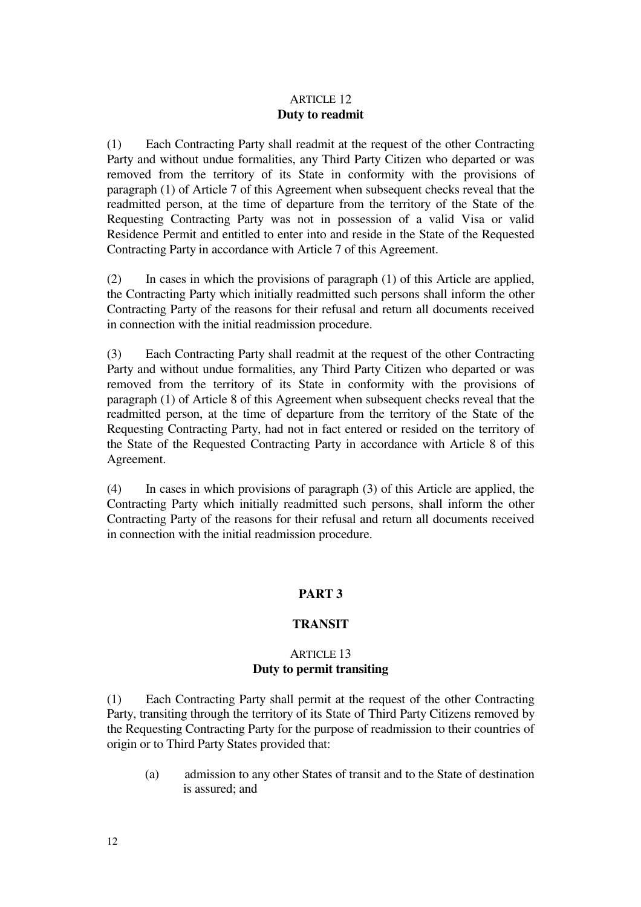### ARTICLE 12
**Duty to readmit**

(1) Each Contracting Party shall readmit at the request of the other Contracting Party and without undue formalities, any Third Party Citizen who departed or was removed from the territory of its State in conformity with the provisions of paragraph (1) of Article 7 of this Agreement when subsequent checks reveal that the readmitted person, at the time of departure from the territory of the State of the Requesting Contracting Party was not in possession of a valid Visa or valid Residence Permit and entitled to enter into and reside in the State of the Requested Contracting Party in accordance with Article 7 of this Agreement.

(2) In cases in which the provisions of paragraph (1) of this Article are applied, the Contracting Party which initially readmitted such persons shall inform the other Contracting Party of the reasons for their refusal and return all documents received in connection with the initial readmission procedure.

(3) Each Contracting Party shall readmit at the request of the other Contracting Party and without undue formalities, any Third Party Citizen who departed or was removed from the territory of its State in conformity with the provisions of paragraph (1) of Article 8 of this Agreement when subsequent checks reveal that the readmitted person, at the time of departure from the territory of the State of the Requesting Contracting Party, had not in fact entered or resided on the territory of the State of the Requested Contracting Party in accordance with Article 8 of this Agreement.

(4) In cases in which provisions of paragraph (3) of this Article are applied, the Contracting Party which initially readmitted such persons, shall inform the other Contracting Party of the reasons for their refusal and return all documents received in connection with the initial readmission procedure.

## PART 3

## TRANSIT

### ARTICLE 13
**Duty to permit transiting**

(1) Each Contracting Party shall permit at the request of the other Contracting Party, transiting through the territory of its State of Third Party Citizens removed by the Requesting Contracting Party for the purpose of readmission to their countries of origin or to Third Party States provided that:

(a) admission to any other States of transit and to the State of destination is assured; and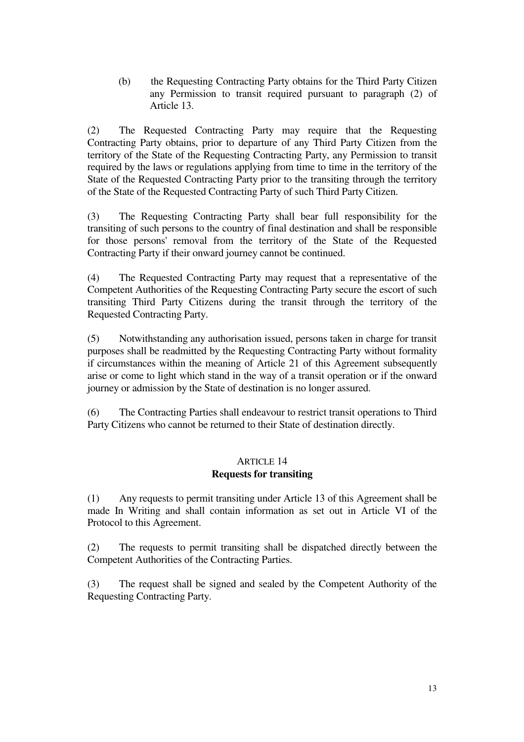(b) the Requesting Contracting Party obtains for the Third Party Citizen any Permission to transit required pursuant to paragraph (2) of Article 13.

(2) The Requested Contracting Party may require that the Requesting Contracting Party obtains, prior to departure of any Third Party Citizen from the territory of the State of the Requesting Contracting Party, any Permission to transit required by the laws or regulations applying from time to time in the territory of the State of the Requested Contracting Party prior to the transiting through the territory of the State of the Requested Contracting Party of such Third Party Citizen.

(3) The Requesting Contracting Party shall bear full responsibility for the transiting of such persons to the country of final destination and shall be responsible for those persons' removal from the territory of the State of the Requested Contracting Party if their onward journey cannot be continued.

(4) The Requested Contracting Party may request that a representative of the Competent Authorities of the Requesting Contracting Party secure the escort of such transiting Third Party Citizens during the transit through the territory of the Requested Contracting Party.

(5) Notwithstanding any authorisation issued, persons taken in charge for transit purposes shall be readmitted by the Requesting Contracting Party without formality if circumstances within the meaning of Article 21 of this Agreement subsequently arise or come to light which stand in the way of a transit operation or if the onward journey or admission by the State of destination is no longer assured.

(6) The Contracting Parties shall endeavour to restrict transit operations to Third Party Citizens who cannot be returned to their State of destination directly.

## ARTICLE 14
## Requests for transiting

(1) Any requests to permit transiting under Article 13 of this Agreement shall be made In Writing and shall contain information as set out in Article VI of the Protocol to this Agreement.

(2) The requests to permit transiting shall be dispatched directly between the Competent Authorities of the Contracting Parties.

(3) The request shall be signed and sealed by the Competent Authority of the Requesting Contracting Party.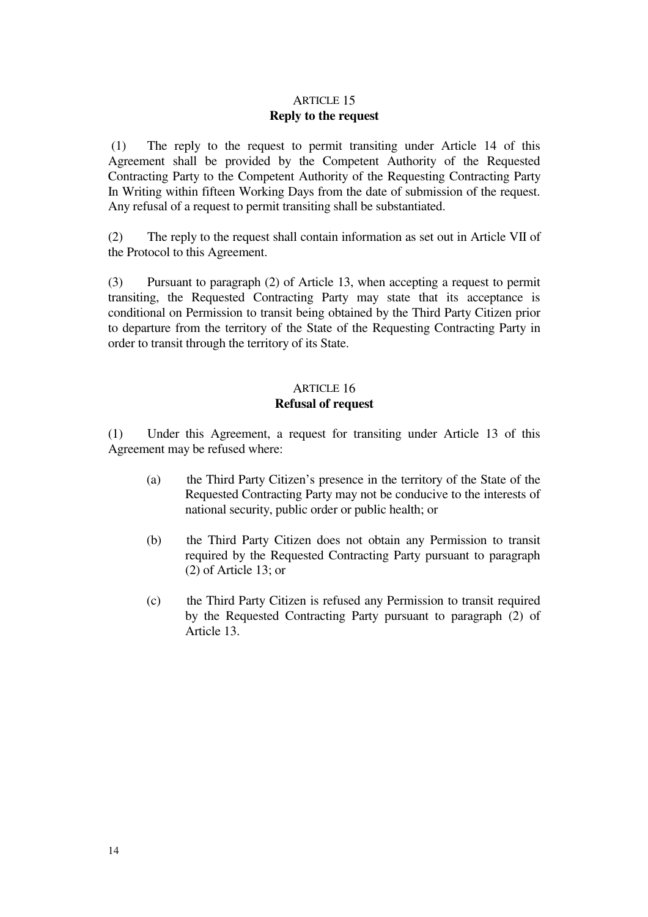ARTICLE 15

**Reply to the request**

(1) The reply to the request to permit transiting under Article 14 of this Agreement shall be provided by the Competent Authority of the Requested Contracting Party to the Competent Authority of the Requesting Contracting Party In Writing within fifteen Working Days from the date of submission of the request. Any refusal of a request to permit transiting shall be substantiated.

(2) The reply to the request shall contain information as set out in Article VII of the Protocol to this Agreement.

(3) Pursuant to paragraph (2) of Article 13, when accepting a request to permit transiting, the Requested Contracting Party may state that its acceptance is conditional on Permission to transit being obtained by the Third Party Citizen prior to departure from the territory of the State of the Requesting Contracting Party in order to transit through the territory of its State.

ARTICLE 16

**Refusal of request**

(1) Under this Agreement, a request for transiting under Article 13 of this Agreement may be refused where:

(a) the Third Party Citizen's presence in the territory of the State of the Requested Contracting Party may not be conducive to the interests of national security, public order or public health; or

(b) the Third Party Citizen does not obtain any Permission to transit required by the Requested Contracting Party pursuant to paragraph (2) of Article 13; or

(c) the Third Party Citizen is refused any Permission to transit required by the Requested Contracting Party pursuant to paragraph (2) of Article 13.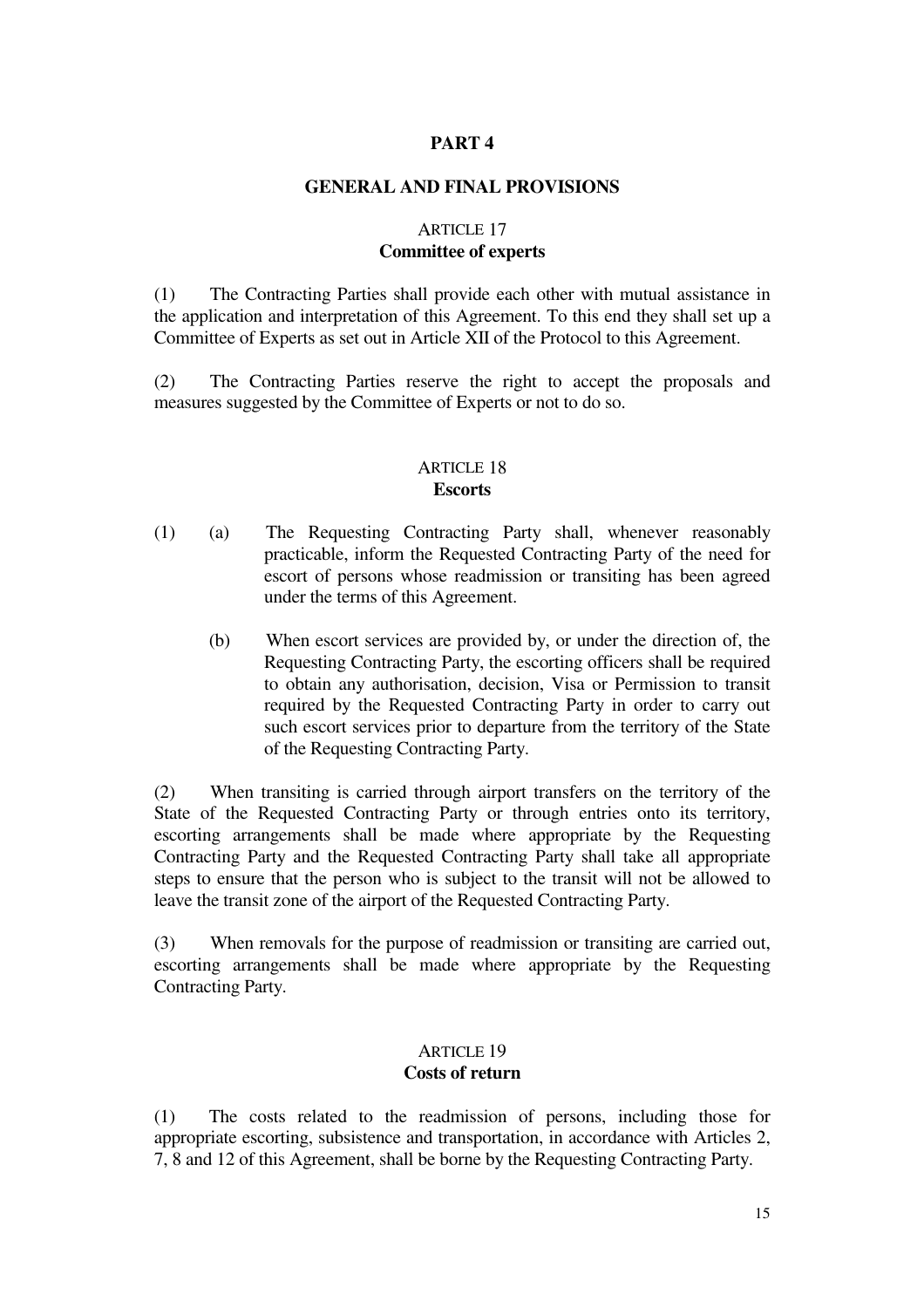# PART 4

## GENERAL AND FINAL PROVISIONS

### ARTICLE 17
### Committee of experts

(1) The Contracting Parties shall provide each other with mutual assistance in the application and interpretation of this Agreement. To this end they shall set up a Committee of Experts as set out in Article XII of the Protocol to this Agreement.

(2) The Contracting Parties reserve the right to accept the proposals and measures suggested by the Committee of Experts or not to do so.

### ARTICLE 18
### Escorts

(1) (a) The Requesting Contracting Party shall, whenever reasonably practicable, inform the Requested Contracting Party of the need for escort of persons whose readmission or transiting has been agreed under the terms of this Agreement.

(b) When escort services are provided by, or under the direction of, the Requesting Contracting Party, the escorting officers shall be required to obtain any authorisation, decision, Visa or Permission to transit required by the Requested Contracting Party in order to carry out such escort services prior to departure from the territory of the State of the Requesting Contracting Party.

(2) When transiting is carried through airport transfers on the territory of the State of the Requested Contracting Party or through entries onto its territory, escorting arrangements shall be made where appropriate by the Requesting Contracting Party and the Requested Contracting Party shall take all appropriate steps to ensure that the person who is subject to the transit will not be allowed to leave the transit zone of the airport of the Requested Contracting Party.

(3) When removals for the purpose of readmission or transiting are carried out, escorting arrangements shall be made where appropriate by the Requesting Contracting Party.

### ARTICLE 19
### Costs of return

(1) The costs related to the readmission of persons, including those for appropriate escorting, subsistence and transportation, in accordance with Articles 2, 7, 8 and 12 of this Agreement, shall be borne by the Requesting Contracting Party.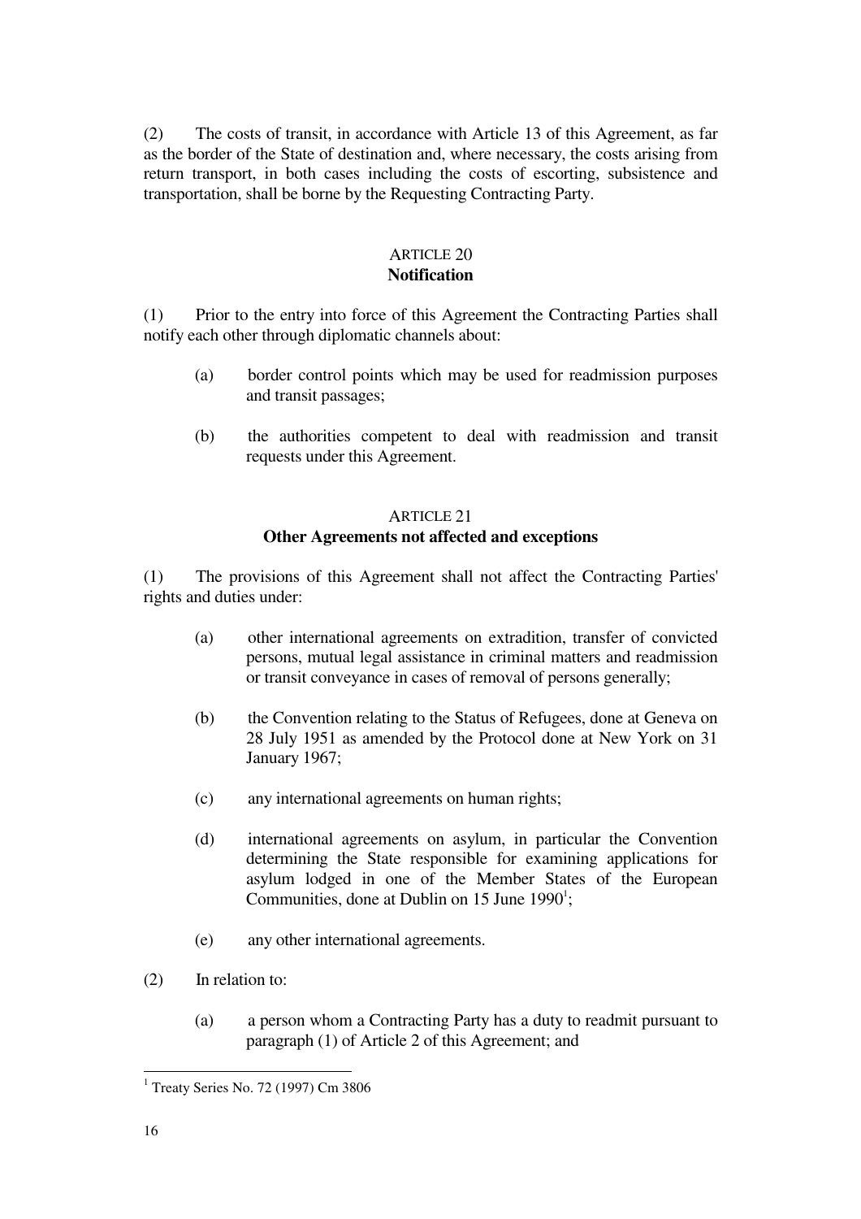(2) The costs of transit, in accordance with Article 13 of this Agreement, as far as the border of the State of destination and, where necessary, the costs arising from return transport, in both cases including the costs of escorting, subsistence and transportation, shall be borne by the Requesting Contracting Party.

### ARTICLE 20
### Notification

(1) Prior to the entry into force of this Agreement the Contracting Parties shall notify each other through diplomatic channels about:

(a) border control points which may be used for readmission purposes and transit passages;

(b) the authorities competent to deal with readmission and transit requests under this Agreement.

### ARTICLE 21
### Other Agreements not affected and exceptions

(1) The provisions of this Agreement shall not affect the Contracting Parties' rights and duties under:

(a) other international agreements on extradition, transfer of convicted persons, mutual legal assistance in criminal matters and readmission or transit conveyance in cases of removal of persons generally;

(b) the Convention relating to the Status of Refugees, done at Geneva on 28 July 1951 as amended by the Protocol done at New York on 31 January 1967;

(c) any international agreements on human rights;

(d) international agreements on asylum, in particular the Convention determining the State responsible for examining applications for asylum lodged in one of the Member States of the European Communities, done at Dublin on 15 June 1990[1];

(e) any other international agreements.

(2) In relation to:

(a) a person whom a Contracting Party has a duty to readmit pursuant to paragraph (1) of Article 2 of this Agreement; and

[1] Treaty Series No. 72 (1997) Cm 3806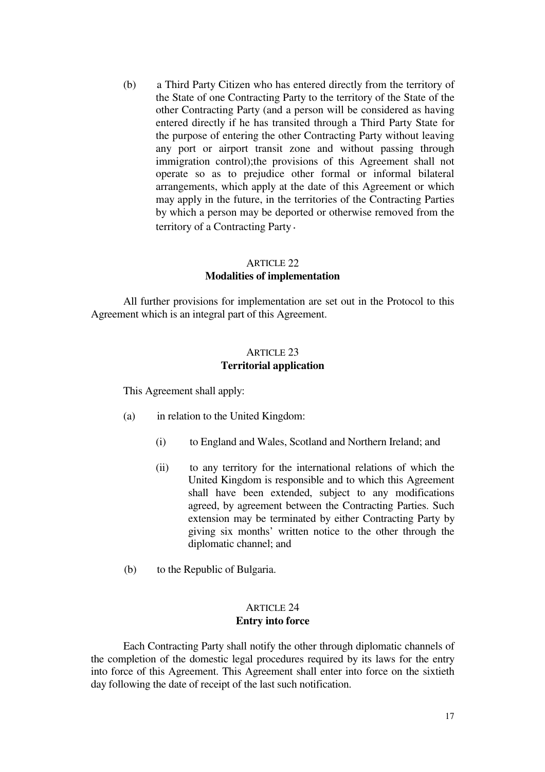(b) a Third Party Citizen who has entered directly from the territory of the State of one Contracting Party to the territory of the State of the other Contracting Party (and a person will be considered as having entered directly if he has transited through a Third Party State for the purpose of entering the other Contracting Party without leaving any port or airport transit zone and without passing through immigration control);the provisions of this Agreement shall not operate so as to prejudice other formal or informal bilateral arrangements, which apply at the date of this Agreement or which may apply in the future, in the territories of the Contracting Parties by which a person may be deported or otherwise removed from the territory of a Contracting Party.

## ARTICLE 22
**Modalities of implementation**

All further provisions for implementation are set out in the Protocol to this Agreement which is an integral part of this Agreement.

## ARTICLE 23
**Territorial application**

This Agreement shall apply:

(a) in relation to the United Kingdom:

(i) to England and Wales, Scotland and Northern Ireland; and

(ii) to any territory for the international relations of which the United Kingdom is responsible and to which this Agreement shall have been extended, subject to any modifications agreed, by agreement between the Contracting Parties. Such extension may be terminated by either Contracting Party by giving six months' written notice to the other through the diplomatic channel; and

(b) to the Republic of Bulgaria.

## ARTICLE 24
**Entry into force**

Each Contracting Party shall notify the other through diplomatic channels of the completion of the domestic legal procedures required by its laws for the entry into force of this Agreement. This Agreement shall enter into force on the sixtieth day following the date of receipt of the last such notification.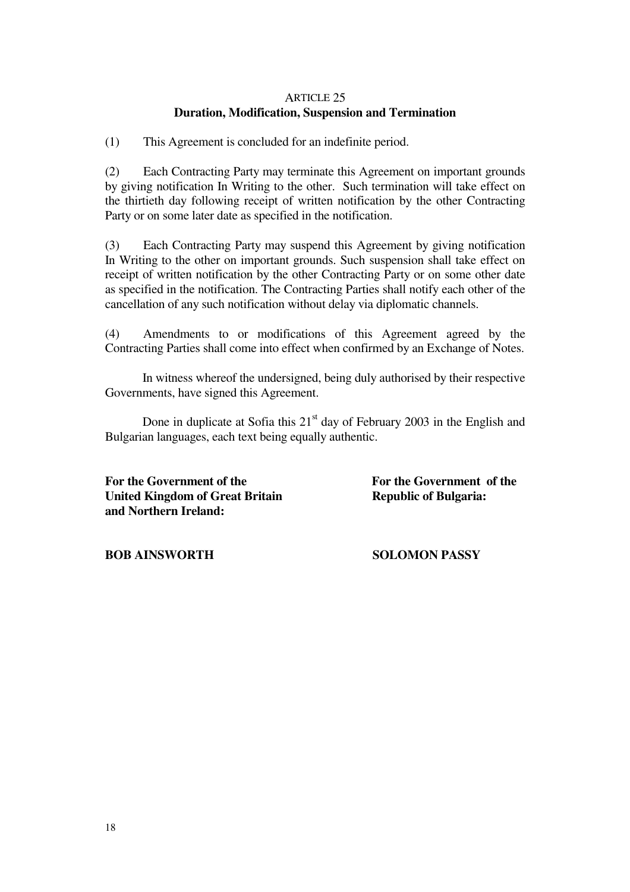## ARTICLE 25
## Duration, Modification, Suspension and Termination

(1) This Agreement is concluded for an indefinite period.

(2) Each Contracting Party may terminate this Agreement on important grounds by giving notification In Writing to the other. Such termination will take effect on the thirtieth day following receipt of written notification by the other Contracting Party or on some later date as specified in the notification.

(3) Each Contracting Party may suspend this Agreement by giving notification In Writing to the other on important grounds. Such suspension shall take effect on receipt of written notification by the other Contracting Party or on some other date as specified in the notification. The Contracting Parties shall notify each other of the cancellation of any such notification without delay via diplomatic channels.

(4) Amendments to or modifications of this Agreement agreed by the Contracting Parties shall come into effect when confirmed by an Exchange of Notes.

In witness whereof the undersigned, being duly authorised by their respective Governments, have signed this Agreement.

Done in duplicate at Sofia this 21st day of February 2003 in the English and Bulgarian languages, each text being equally authentic.

**For the Government of the United Kingdom of Great Britain and Northern Ireland:**

**BOB AINSWORTH**

**For the Government of the Republic of Bulgaria:**

**SOLOMON PASSY**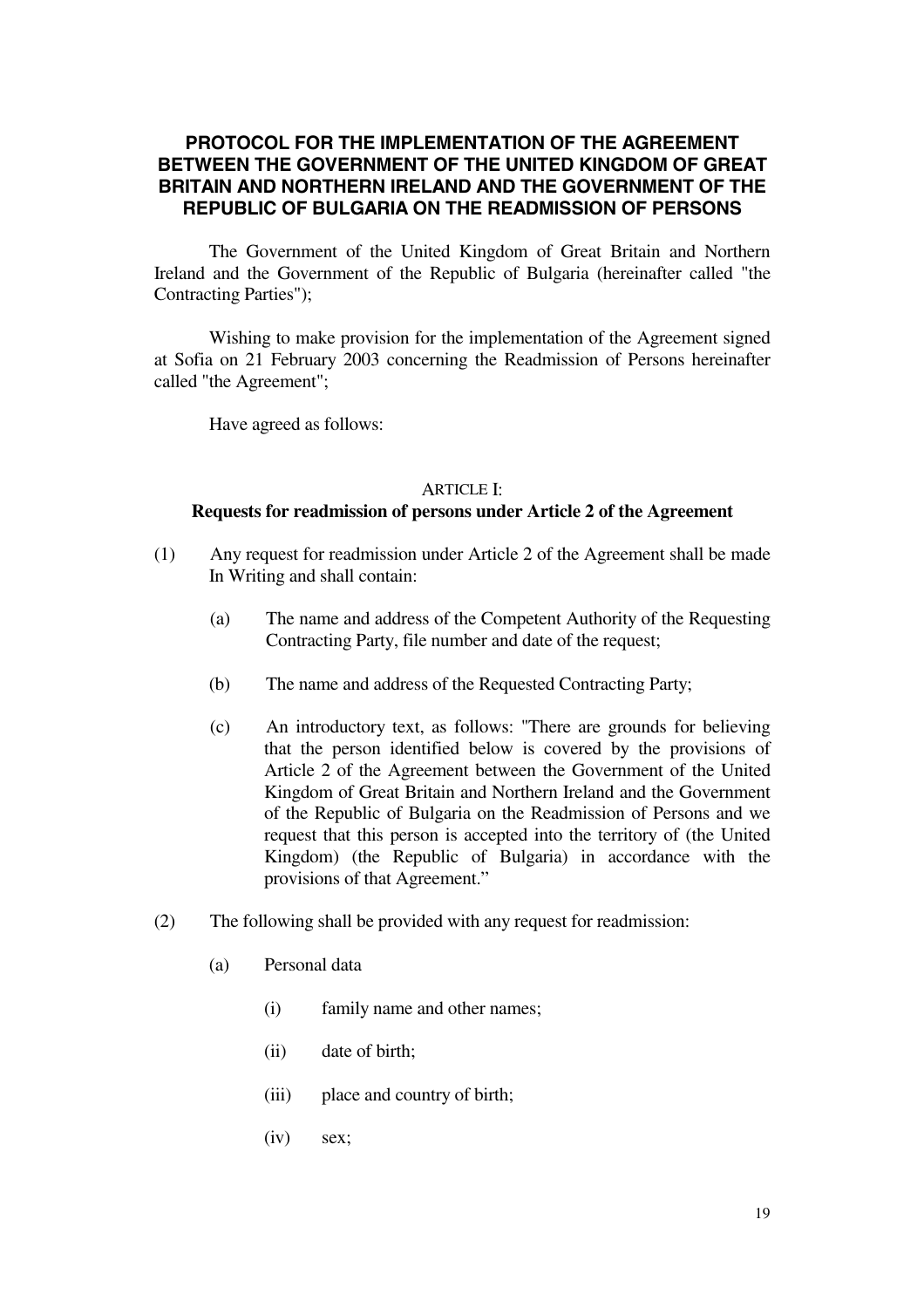## PROTOCOL FOR THE IMPLEMENTATION OF THE AGREEMENT BETWEEN THE GOVERNMENT OF THE UNITED KINGDOM OF GREAT BRITAIN AND NORTHERN IRELAND AND THE GOVERNMENT OF THE REPUBLIC OF BULGARIA ON THE READMISSION OF PERSONS

The Government of the United Kingdom of Great Britain and Northern Ireland and the Government of the Republic of Bulgaria (hereinafter called "the Contracting Parties");

Wishing to make provision for the implementation of the Agreement signed at Sofia on 21 February 2003 concerning the Readmission of Persons hereinafter called "the Agreement";

Have agreed as follows:

### ARTICLE I:
### Requests for readmission of persons under Article 2 of the Agreement

(1) Any request for readmission under Article 2 of the Agreement shall be made In Writing and shall contain:

   (a) The name and address of the Competent Authority of the Requesting Contracting Party, file number and date of the request;

   (b) The name and address of the Requested Contracting Party;

   (c) An introductory text, as follows: "There are grounds for believing that the person identified below is covered by the provisions of Article 2 of the Agreement between the Government of the United Kingdom of Great Britain and Northern Ireland and the Government of the Republic of Bulgaria on the Readmission of Persons and we request that this person is accepted into the territory of (the United Kingdom) (the Republic of Bulgaria) in accordance with the provisions of that Agreement."

(2) The following shall be provided with any request for readmission:

   (a) Personal data

      (i) family name and other names;

      (ii) date of birth;

      (iii) place and country of birth;

      (iv) sex;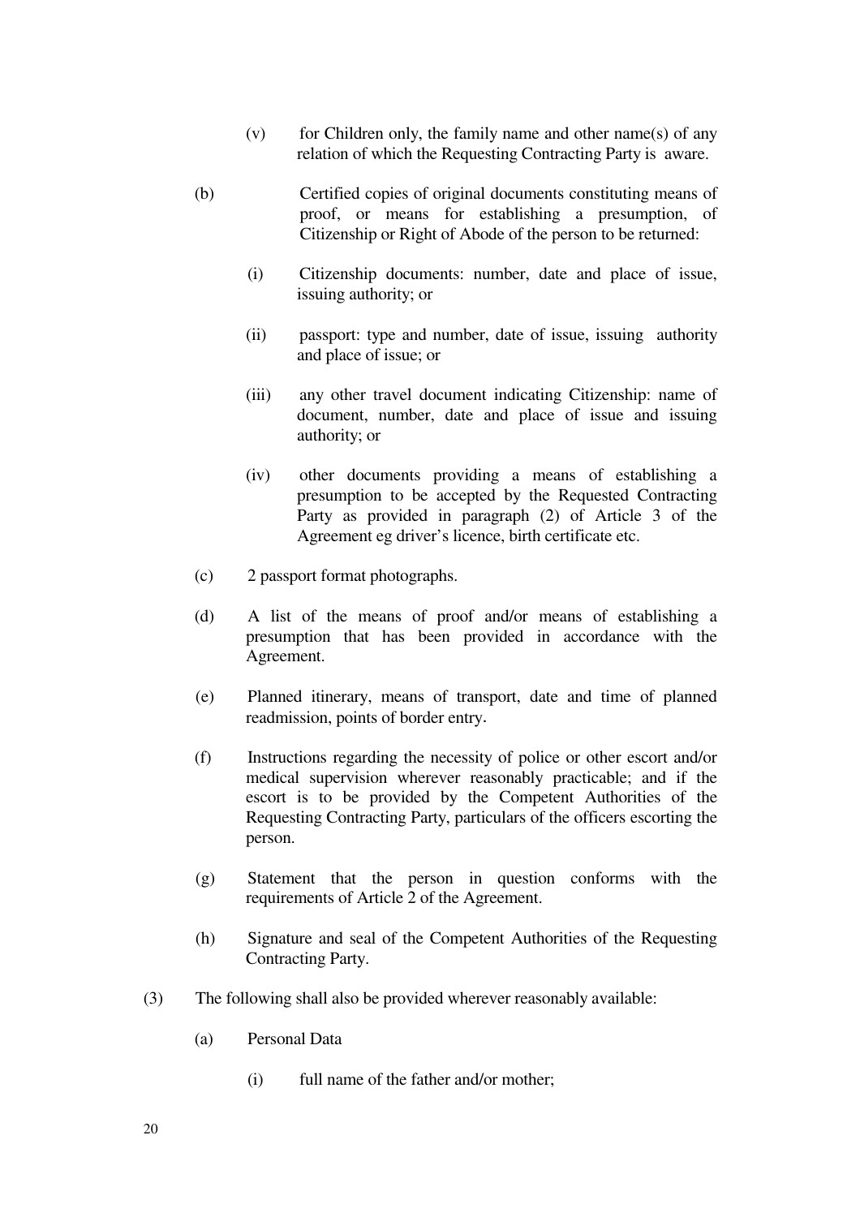(v) for Children only, the family name and other name(s) of any relation of which the Requesting Contracting Party is aware.

(b) Certified copies of original documents constituting means of proof, or means for establishing a presumption, of Citizenship or Right of Abode of the person to be returned:

(i) Citizenship documents: number, date and place of issue, issuing authority; or

(ii) passport: type and number, date of issue, issuing authority and place of issue; or

(iii) any other travel document indicating Citizenship: name of document, number, date and place of issue and issuing authority; or

(iv) other documents providing a means of establishing a presumption to be accepted by the Requested Contracting Party as provided in paragraph (2) of Article 3 of the Agreement eg driver's licence, birth certificate etc.

(c) 2 passport format photographs.

(d) A list of the means of proof and/or means of establishing a presumption that has been provided in accordance with the Agreement.

(e) Planned itinerary, means of transport, date and time of planned readmission, points of border entry.

(f) Instructions regarding the necessity of police or other escort and/or medical supervision wherever reasonably practicable; and if the escort is to be provided by the Competent Authorities of the Requesting Contracting Party, particulars of the officers escorting the person.

(g) Statement that the person in question conforms with the requirements of Article 2 of the Agreement.

(h) Signature and seal of the Competent Authorities of the Requesting Contracting Party.

(3) The following shall also be provided wherever reasonably available:

(a) Personal Data

(i) full name of the father and/or mother;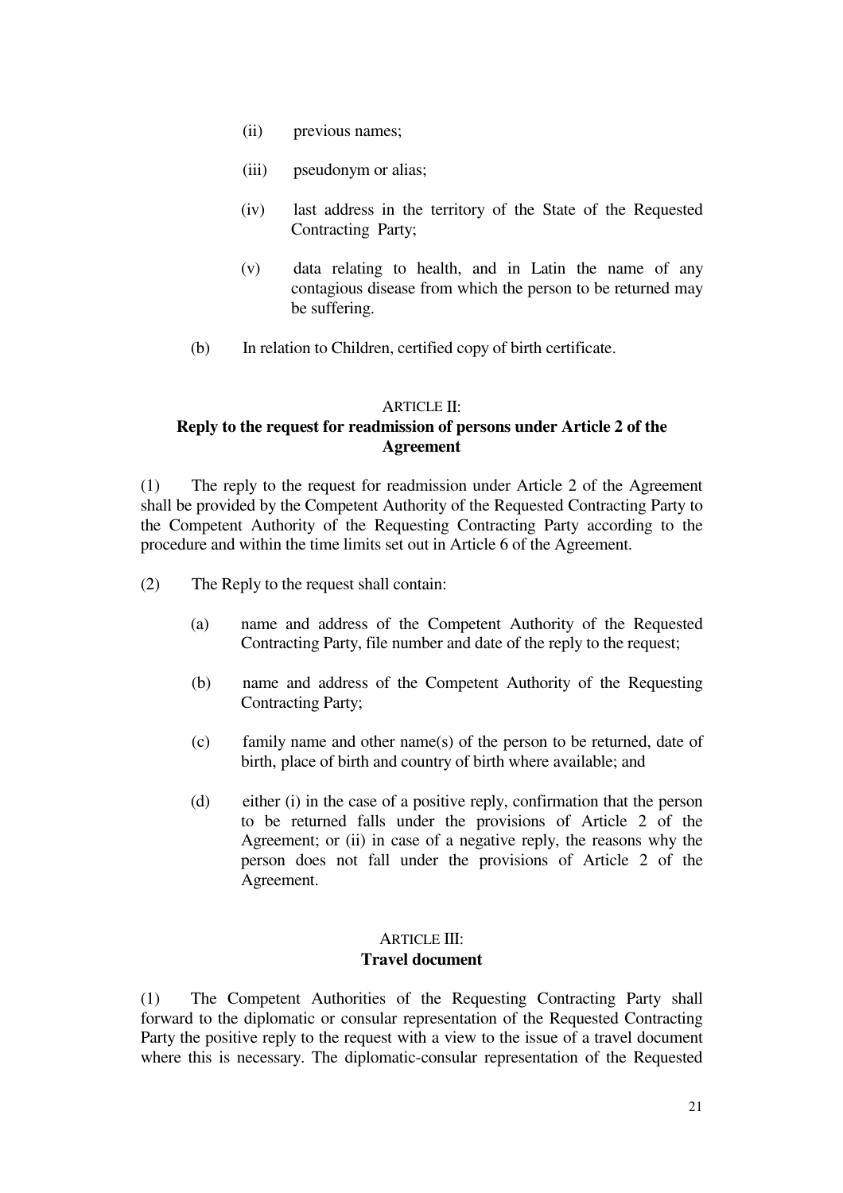(ii) previous names;

(iii) pseudonym or alias;

(iv) last address in the territory of the State of the Requested Contracting Party;

(v) data relating to health, and in Latin the name of any contagious disease from which the person to be returned may be suffering.

(b) In relation to Children, certified copy of birth certificate.

## ARTICLE II:
## Reply to the request for readmission of persons under Article 2 of the Agreement

(1) The reply to the request for readmission under Article 2 of the Agreement shall be provided by the Competent Authority of the Requested Contracting Party to the Competent Authority of the Requesting Contracting Party according to the procedure and within the time limits set out in Article 6 of the Agreement.

(2) The Reply to the request shall contain:

(a) name and address of the Competent Authority of the Requested Contracting Party, file number and date of the reply to the request;

(b) name and address of the Competent Authority of the Requesting Contracting Party;

(c) family name and other name(s) of the person to be returned, date of birth, place of birth and country of birth where available; and

(d) either (i) in the case of a positive reply, confirmation that the person to be returned falls under the provisions of Article 2 of the Agreement; or (ii) in case of a negative reply, the reasons why the person does not fall under the provisions of Article 2 of the Agreement.

## ARTICLE III:
## Travel document

(1) The Competent Authorities of the Requesting Contracting Party shall forward to the diplomatic or consular representation of the Requested Contracting Party the positive reply to the request with a view to the issue of a travel document where this is necessary. The diplomatic-consular representation of the Requested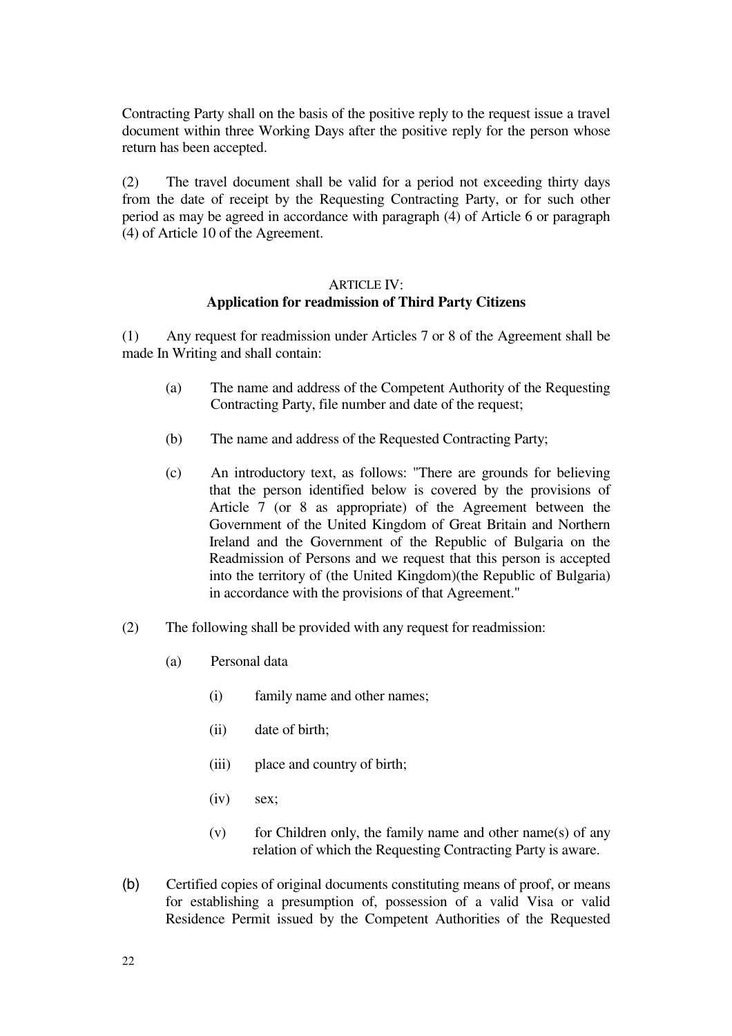Contracting Party shall on the basis of the positive reply to the request issue a travel document within three Working Days after the positive reply for the person whose return has been accepted.

(2) The travel document shall be valid for a period not exceeding thirty days from the date of receipt by the Requesting Contracting Party, or for such other period as may be agreed in accordance with paragraph (4) of Article 6 or paragraph (4) of Article 10 of the Agreement.

### ARTICLE IV:
### Application for readmission of Third Party Citizens

(1) Any request for readmission under Articles 7 or 8 of the Agreement shall be made In Writing and shall contain:

(a) The name and address of the Competent Authority of the Requesting Contracting Party, file number and date of the request;

(b) The name and address of the Requested Contracting Party;

(c) An introductory text, as follows: "There are grounds for believing that the person identified below is covered by the provisions of Article 7 (or 8 as appropriate) of the Agreement between the Government of the United Kingdom of Great Britain and Northern Ireland and the Government of the Republic of Bulgaria on the Readmission of Persons and we request that this person is accepted into the territory of (the United Kingdom)(the Republic of Bulgaria) in accordance with the provisions of that Agreement."

(2) The following shall be provided with any request for readmission:

(a) Personal data

(i) family name and other names;

(ii) date of birth;

(iii) place and country of birth;

(iv) sex;

(v) for Children only, the family name and other name(s) of any relation of which the Requesting Contracting Party is aware.

(b) Certified copies of original documents constituting means of proof, or means for establishing a presumption of, possession of a valid Visa or valid Residence Permit issued by the Competent Authorities of the Requested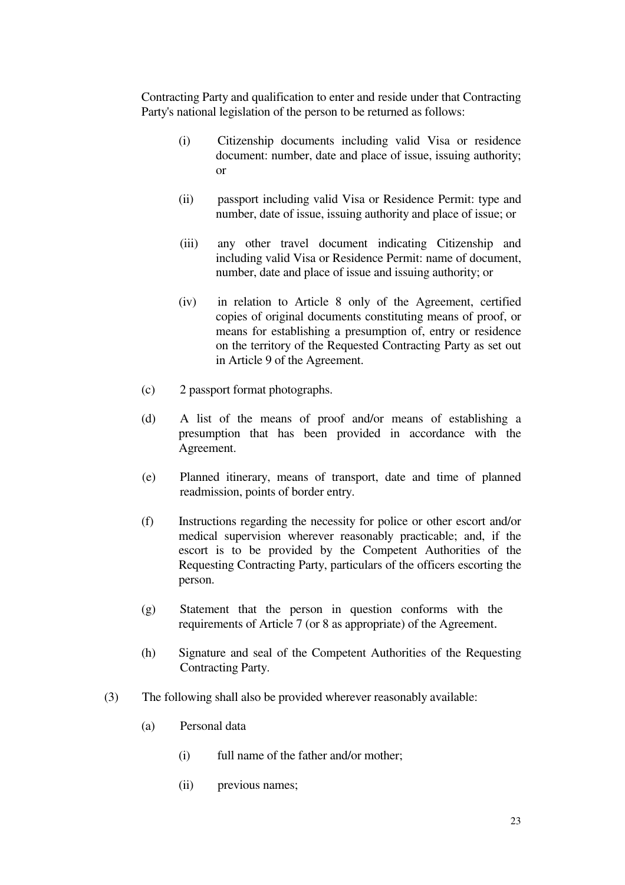Contracting Party and qualification to enter and reside under that Contracting Party's national legislation of the person to be returned as follows:

- (i) Citizenship documents including valid Visa or residence document: number, date and place of issue, issuing authority; or
- (ii) passport including valid Visa or Residence Permit: type and number, date of issue, issuing authority and place of issue; or
- (iii) any other travel document indicating Citizenship and including valid Visa or Residence Permit: name of document, number, date and place of issue and issuing authority; or
- (iv) in relation to Article 8 only of the Agreement, certified copies of original documents constituting means of proof, or means for establishing a presumption of, entry or residence on the territory of the Requested Contracting Party as set out in Article 9 of the Agreement.

(c) 2 passport format photographs.

(d) A list of the means of proof and/or means of establishing a presumption that has been provided in accordance with the Agreement.

(e) Planned itinerary, means of transport, date and time of planned readmission, points of border entry.

(f) Instructions regarding the necessity for police or other escort and/or medical supervision wherever reasonably practicable; and, if the escort is to be provided by the Competent Authorities of the Requesting Contracting Party, particulars of the officers escorting the person.

(g) Statement that the person in question conforms with the requirements of Article 7 (or 8 as appropriate) of the Agreement.

(h) Signature and seal of the Competent Authorities of the Requesting Contracting Party.

(3) The following shall also be provided wherever reasonably available:

(a) Personal data

- (i) full name of the father and/or mother;
- (ii) previous names;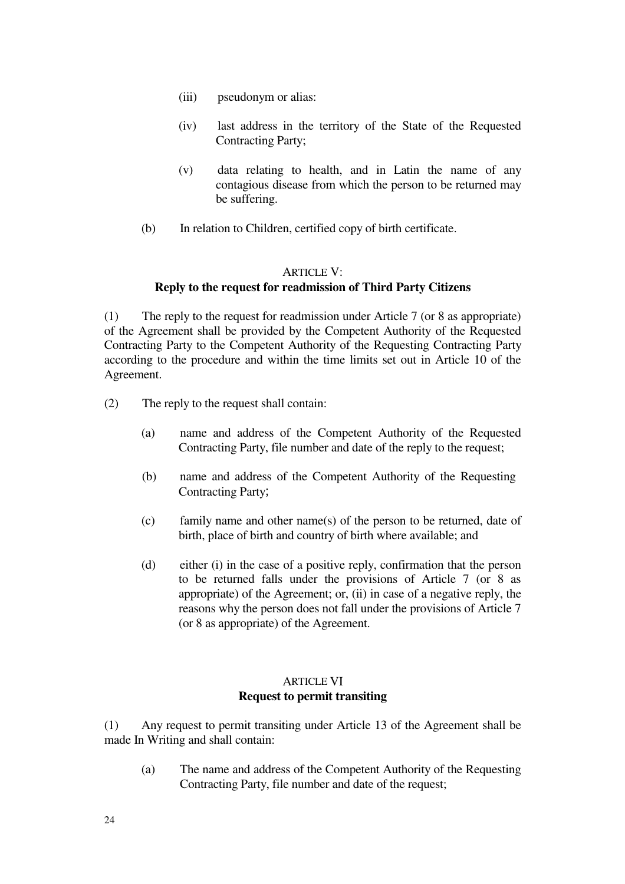(iii) pseudonym or alias:

(iv) last address in the territory of the State of the Requested Contracting Party;

(v) data relating to health, and in Latin the name of any contagious disease from which the person to be returned may be suffering.

(b) In relation to Children, certified copy of birth certificate.

## ARTICLE V:
## Reply to the request for readmission of Third Party Citizens

(1) The reply to the request for readmission under Article 7 (or 8 as appropriate) of the Agreement shall be provided by the Competent Authority of the Requested Contracting Party to the Competent Authority of the Requesting Contracting Party according to the procedure and within the time limits set out in Article 10 of the Agreement.

(2) The reply to the request shall contain:

(a) name and address of the Competent Authority of the Requested Contracting Party, file number and date of the reply to the request;

(b) name and address of the Competent Authority of the Requesting Contracting Party;

(c) family name and other name(s) of the person to be returned, date of birth, place of birth and country of birth where available; and

(d) either (i) in the case of a positive reply, confirmation that the person to be returned falls under the provisions of Article 7 (or 8 as appropriate) of the Agreement; or, (ii) in case of a negative reply, the reasons why the person does not fall under the provisions of Article 7 (or 8 as appropriate) of the Agreement.

## ARTICLE VI
## Request to permit transiting

(1) Any request to permit transiting under Article 13 of the Agreement shall be made In Writing and shall contain:

(a) The name and address of the Competent Authority of the Requesting Contracting Party, file number and date of the request;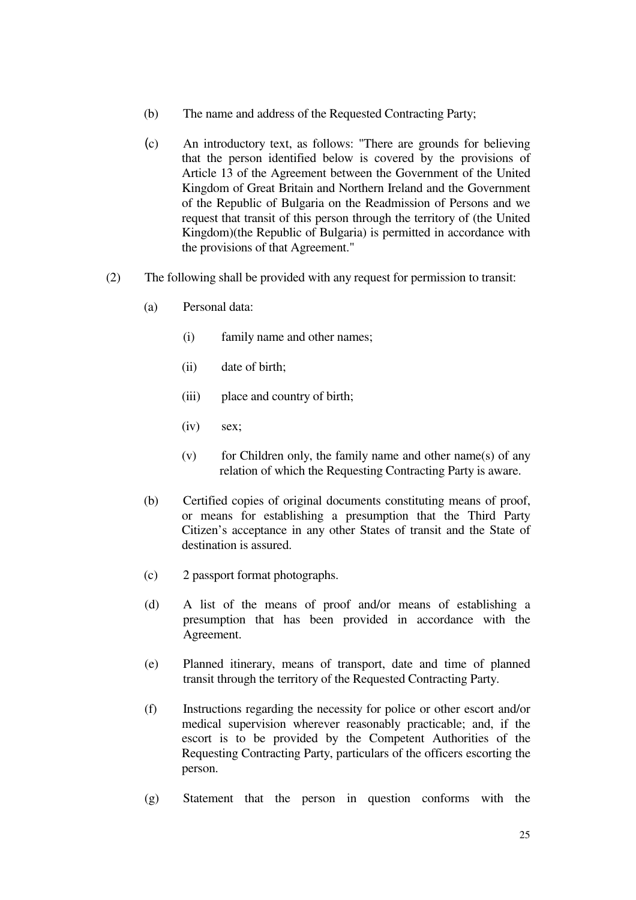(b) The name and address of the Requested Contracting Party;

(c) An introductory text, as follows: "There are grounds for believing that the person identified below is covered by the provisions of Article 13 of the Agreement between the Government of the United Kingdom of Great Britain and Northern Ireland and the Government of the Republic of Bulgaria on the Readmission of Persons and we request that transit of this person through the territory of (the United Kingdom)(the Republic of Bulgaria) is permitted in accordance with the provisions of that Agreement."

(2) The following shall be provided with any request for permission to transit:

(a) Personal data:

(i) family name and other names;

(ii) date of birth;

(iii) place and country of birth;

(iv) sex;

(v) for Children only, the family name and other name(s) of any relation of which the Requesting Contracting Party is aware.

(b) Certified copies of original documents constituting means of proof, or means for establishing a presumption that the Third Party Citizen's acceptance in any other States of transit and the State of destination is assured.

(c) 2 passport format photographs.

(d) A list of the means of proof and/or means of establishing a presumption that has been provided in accordance with the Agreement.

(e) Planned itinerary, means of transport, date and time of planned transit through the territory of the Requested Contracting Party.

(f) Instructions regarding the necessity for police or other escort and/or medical supervision wherever reasonably practicable; and, if the escort is to be provided by the Competent Authorities of the Requesting Contracting Party, particulars of the officers escorting the person.

(g) Statement that the person in question conforms with the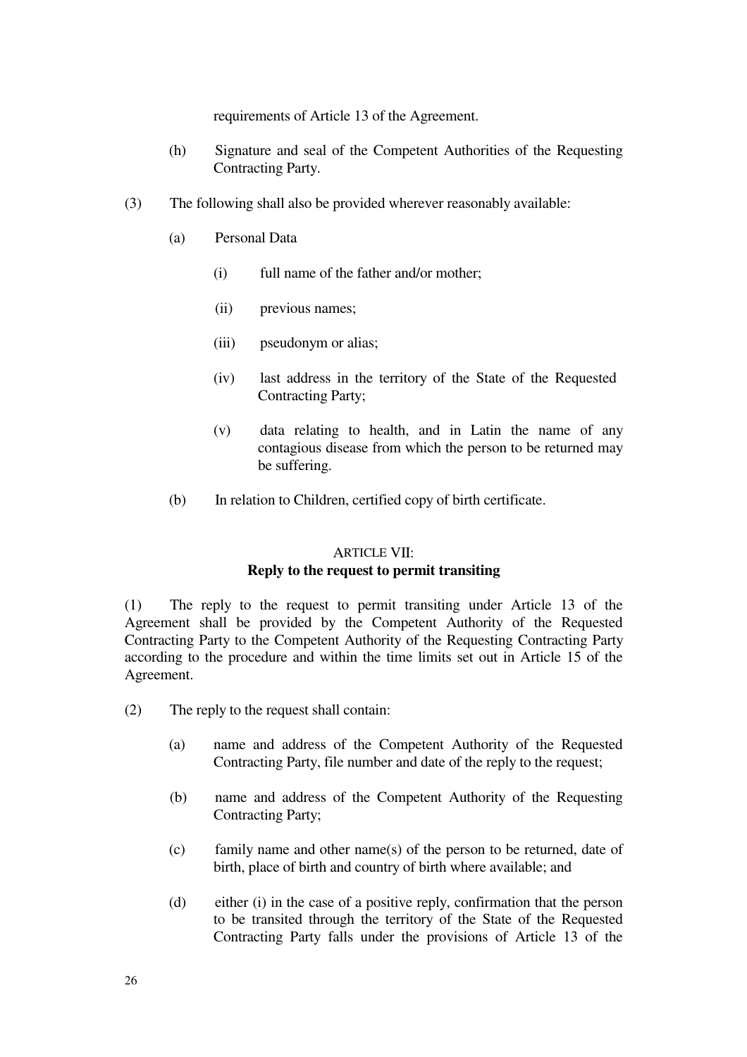requirements of Article 13 of the Agreement.

(h) Signature and seal of the Competent Authorities of the Requesting Contracting Party.

(3) The following shall also be provided wherever reasonably available:

(a) Personal Data

(i) full name of the father and/or mother;

(ii) previous names;

(iii) pseudonym or alias;

(iv) last address in the territory of the State of the Requested Contracting Party;

(v) data relating to health, and in Latin the name of any contagious disease from which the person to be returned may be suffering.

(b) In relation to Children, certified copy of birth certificate.

### ARTICLE VII:
### Reply to the request to permit transiting

(1) The reply to the request to permit transiting under Article 13 of the Agreement shall be provided by the Competent Authority of the Requested Contracting Party to the Competent Authority of the Requesting Contracting Party according to the procedure and within the time limits set out in Article 15 of the Agreement.

(2) The reply to the request shall contain:

(a) name and address of the Competent Authority of the Requested Contracting Party, file number and date of the reply to the request;

(b) name and address of the Competent Authority of the Requesting Contracting Party;

(c) family name and other name(s) of the person to be returned, date of birth, place of birth and country of birth where available; and

(d) either (i) in the case of a positive reply, confirmation that the person to be transited through the territory of the State of the Requested Contracting Party falls under the provisions of Article 13 of the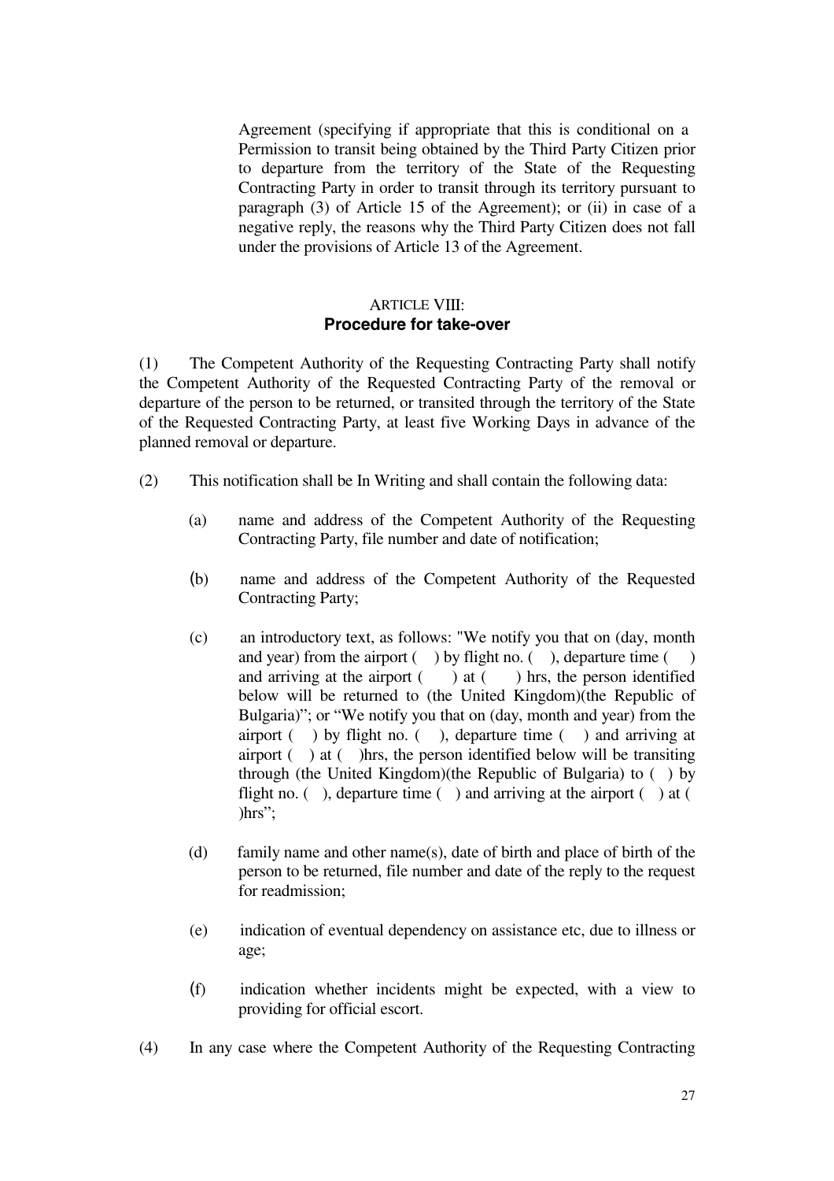Agreement (specifying if appropriate that this is conditional on a Permission to transit being obtained by the Third Party Citizen prior to departure from the territory of the State of the Requesting Contracting Party in order to transit through its territory pursuant to paragraph (3) of Article 15 of the Agreement); or (ii) in case of a negative reply, the reasons why the Third Party Citizen does not fall under the provisions of Article 13 of the Agreement.

## ARTICLE VIII: **Procedure for take-over**

(1) The Competent Authority of the Requesting Contracting Party shall notify the Competent Authority of the Requested Contracting Party of the removal or departure of the person to be returned, or transited through the territory of the State of the Requested Contracting Party, at least five Working Days in advance of the planned removal or departure.

(2) This notification shall be In Writing and shall contain the following data:

(a) name and address of the Competent Authority of the Requesting Contracting Party, file number and date of notification;

(b) name and address of the Competent Authority of the Requested Contracting Party;

(c) an introductory text, as follows: "We notify you that on (day, month and year) from the airport ( ) by flight no. ( ), departure time ( ) and arriving at the airport ( ) at ( ) hrs, the person identified below will be returned to (the United Kingdom)(the Republic of Bulgaria)"; or "We notify you that on (day, month and year) from the airport ( ) by flight no. ( ), departure time ( ) and arriving at airport ( ) at ( )hrs, the person identified below will be transiting through (the United Kingdom)(the Republic of Bulgaria) to ( ) by flight no. ( ), departure time ( ) and arriving at the airport ( ) at ( )hrs";

(d) family name and other name(s), date of birth and place of birth of the person to be returned, file number and date of the reply to the request for readmission;

(e) indication of eventual dependency on assistance etc, due to illness or age;

(f) indication whether incidents might be expected, with a view to providing for official escort.

(4) In any case where the Competent Authority of the Requesting Contracting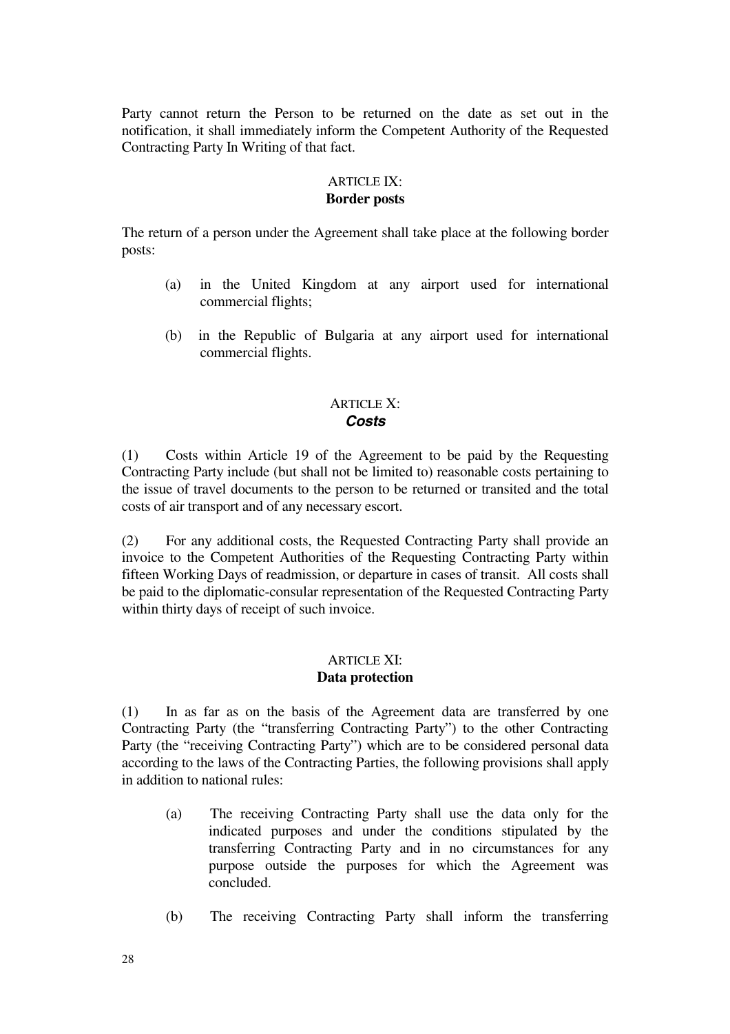Party cannot return the Person to be returned on the date as set out in the notification, it shall immediately inform the Competent Authority of the Requested Contracting Party In Writing of that fact.

### ARTICLE IX:
### Border posts

The return of a person under the Agreement shall take place at the following border posts:

(a) in the United Kingdom at any airport used for international commercial flights;

(b) in the Republic of Bulgaria at any airport used for international commercial flights.

### ARTICLE X:
### *Costs*

(1) Costs within Article 19 of the Agreement to be paid by the Requesting Contracting Party include (but shall not be limited to) reasonable costs pertaining to the issue of travel documents to the person to be returned or transited and the total costs of air transport and of any necessary escort.

(2) For any additional costs, the Requested Contracting Party shall provide an invoice to the Competent Authorities of the Requesting Contracting Party within fifteen Working Days of readmission, or departure in cases of transit. All costs shall be paid to the diplomatic-consular representation of the Requested Contracting Party within thirty days of receipt of such invoice.

### ARTICLE XI:
### Data protection

(1) In as far as on the basis of the Agreement data are transferred by one Contracting Party (the "transferring Contracting Party") to the other Contracting Party (the "receiving Contracting Party") which are to be considered personal data according to the laws of the Contracting Parties, the following provisions shall apply in addition to national rules:

(a) The receiving Contracting Party shall use the data only for the indicated purposes and under the conditions stipulated by the transferring Contracting Party and in no circumstances for any purpose outside the purposes for which the Agreement was concluded.

(b) The receiving Contracting Party shall inform the transferring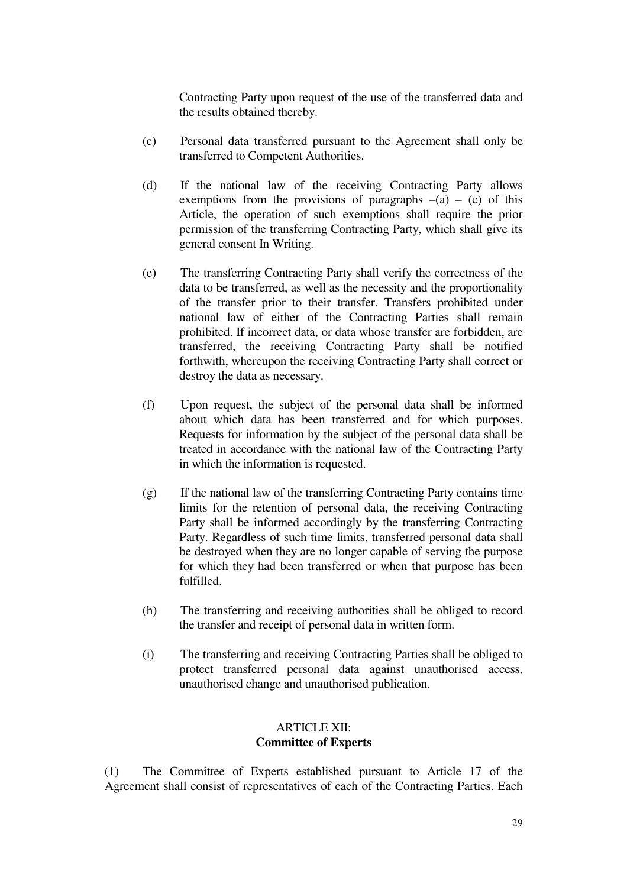Contracting Party upon request of the use of the transferred data and the results obtained thereby.

(c) Personal data transferred pursuant to the Agreement shall only be transferred to Competent Authorities.

(d) If the national law of the receiving Contracting Party allows exemptions from the provisions of paragraphs –(a) – (c) of this Article, the operation of such exemptions shall require the prior permission of the transferring Contracting Party, which shall give its general consent In Writing.

(e) The transferring Contracting Party shall verify the correctness of the data to be transferred, as well as the necessity and the proportionality of the transfer prior to their transfer. Transfers prohibited under national law of either of the Contracting Parties shall remain prohibited. If incorrect data, or data whose transfer are forbidden, are transferred, the receiving Contracting Party shall be notified forthwith, whereupon the receiving Contracting Party shall correct or destroy the data as necessary.

(f) Upon request, the subject of the personal data shall be informed about which data has been transferred and for which purposes. Requests for information by the subject of the personal data shall be treated in accordance with the national law of the Contracting Party in which the information is requested.

(g) If the national law of the transferring Contracting Party contains time limits for the retention of personal data, the receiving Contracting Party shall be informed accordingly by the transferring Contracting Party. Regardless of such time limits, transferred personal data shall be destroyed when they are no longer capable of serving the purpose for which they had been transferred or when that purpose has been fulfilled.

(h) The transferring and receiving authorities shall be obliged to record the transfer and receipt of personal data in written form.

(i) The transferring and receiving Contracting Parties shall be obliged to protect transferred personal data against unauthorised access, unauthorised change and unauthorised publication.

## ARTICLE XII:
## Committee of Experts

(1) The Committee of Experts established pursuant to Article 17 of the Agreement shall consist of representatives of each of the Contracting Parties. Each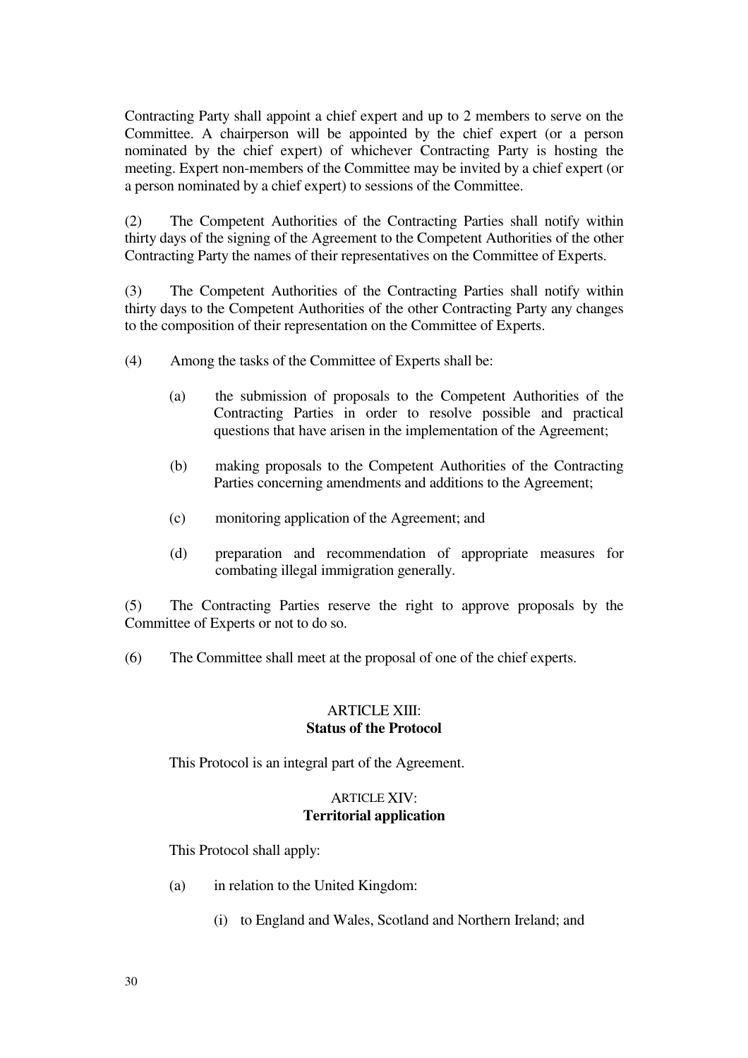Contracting Party shall appoint a chief expert and up to 2 members to serve on the Committee. A chairperson will be appointed by the chief expert (or a person nominated by the chief expert) of whichever Contracting Party is hosting the meeting. Expert non-members of the Committee may be invited by a chief expert (or a person nominated by a chief expert) to sessions of the Committee.

(2) The Competent Authorities of the Contracting Parties shall notify within thirty days of the signing of the Agreement to the Competent Authorities of the other Contracting Party the names of their representatives on the Committee of Experts.

(3) The Competent Authorities of the Contracting Parties shall notify within thirty days to the Competent Authorities of the other Contracting Party any changes to the composition of their representation on the Committee of Experts.

(4) Among the tasks of the Committee of Experts shall be:

(a) the submission of proposals to the Competent Authorities of the Contracting Parties in order to resolve possible and practical questions that have arisen in the implementation of the Agreement;

(b) making proposals to the Competent Authorities of the Contracting Parties concerning amendments and additions to the Agreement;

(c) monitoring application of the Agreement; and

(d) preparation and recommendation of appropriate measures for combating illegal immigration generally.

(5) The Contracting Parties reserve the right to approve proposals by the Committee of Experts or not to do so.

(6) The Committee shall meet at the proposal of one of the chief experts.

## ARTICLE XIII:
## Status of the Protocol

This Protocol is an integral part of the Agreement.

## ARTICLE XIV:
## Territorial application

This Protocol shall apply:

(a) in relation to the United Kingdom:

(i) to England and Wales, Scotland and Northern Ireland; and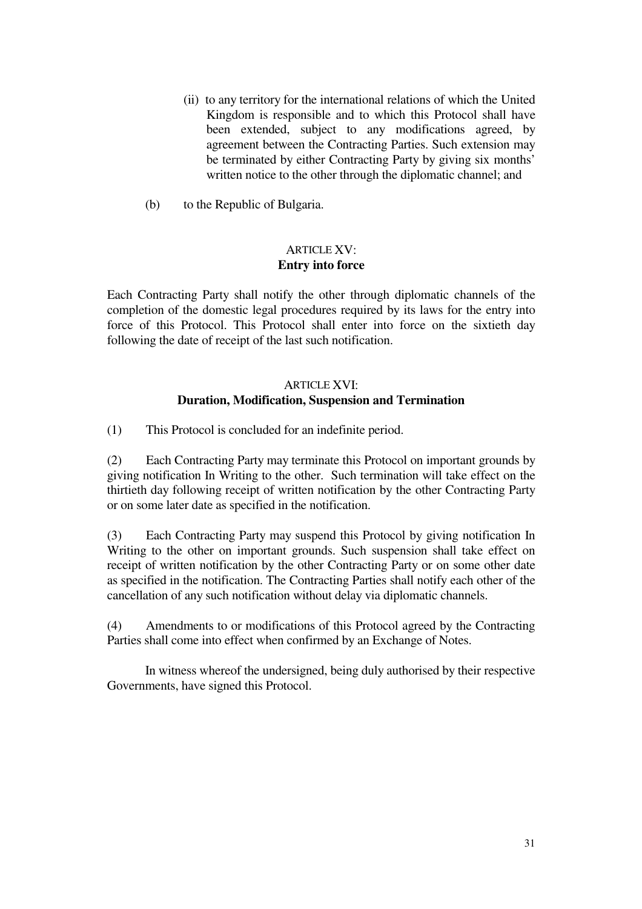(ii) to any territory for the international relations of which the United Kingdom is responsible and to which this Protocol shall have been extended, subject to any modifications agreed, by agreement between the Contracting Parties. Such extension may be terminated by either Contracting Party by giving six months' written notice to the other through the diplomatic channel; and

(b) to the Republic of Bulgaria.

### ARTICLE XV: **Entry into force**

Each Contracting Party shall notify the other through diplomatic channels of the completion of the domestic legal procedures required by its laws for the entry into force of this Protocol. This Protocol shall enter into force on the sixtieth day following the date of receipt of the last such notification.

### ARTICLE XVI: **Duration, Modification, Suspension and Termination**

(1) This Protocol is concluded for an indefinite period.

(2) Each Contracting Party may terminate this Protocol on important grounds by giving notification In Writing to the other. Such termination will take effect on the thirtieth day following receipt of written notification by the other Contracting Party or on some later date as specified in the notification.

(3) Each Contracting Party may suspend this Protocol by giving notification In Writing to the other on important grounds. Such suspension shall take effect on receipt of written notification by the other Contracting Party or on some other date as specified in the notification. The Contracting Parties shall notify each other of the cancellation of any such notification without delay via diplomatic channels.

(4) Amendments to or modifications of this Protocol agreed by the Contracting Parties shall come into effect when confirmed by an Exchange of Notes.

In witness whereof the undersigned, being duly authorised by their respective Governments, have signed this Protocol.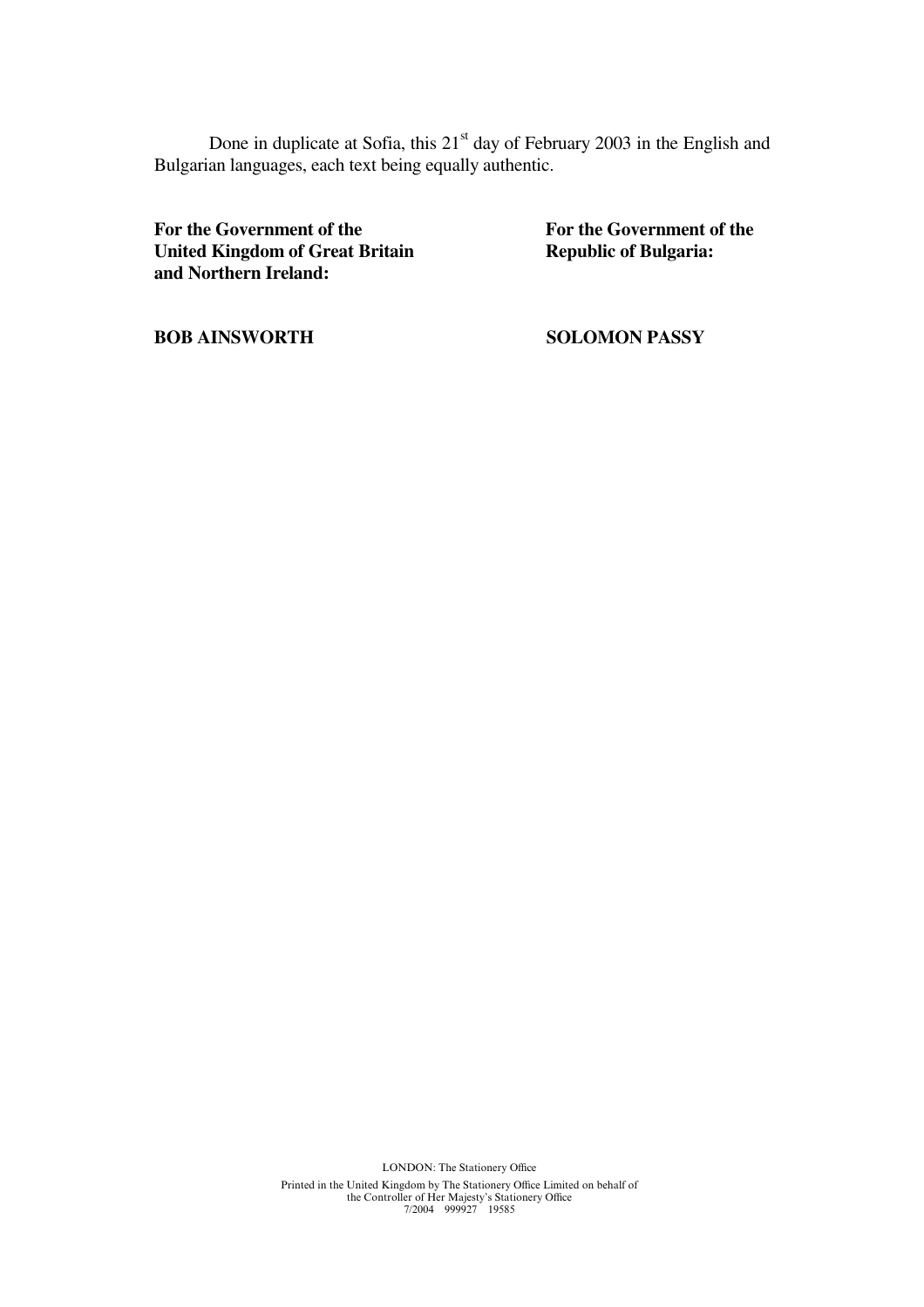Done in duplicate at Sofia, this 21st day of February 2003 in the English and Bulgarian languages, each text being equally authentic.

| **For the Government of the United Kingdom of Great Britain and Northern Ireland:** | **For the Government of the Republic of Bulgaria:** |
| --- | --- |
| **BOB AINSWORTH** | **SOLOMON PASSY** |

LONDON: The Stationery Office

Printed in the United Kingdom by The Stationery Office Limited on behalf of the Controller of Her Majesty's Stationery Office
7/2004 999927 19585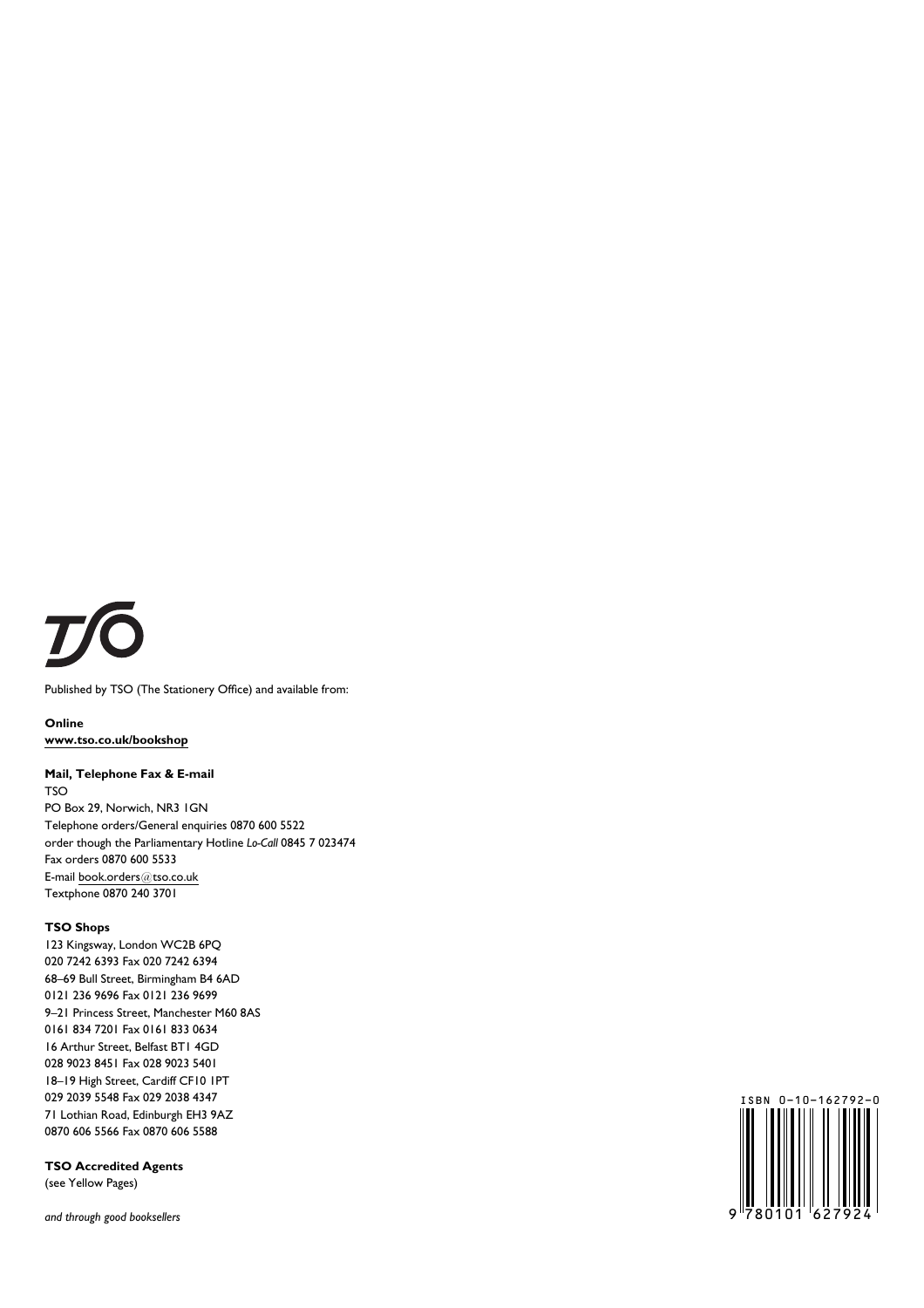Published by TSO (The Stationery Office) and available from:

**Online**
**www.tso.co.uk/bookshop**

**Mail, Telephone Fax & E-mail**
TSO
PO Box 29, Norwich, NR3 1GN
Telephone orders/General enquiries 0870 600 5522
order though the Parliamentary Hotline *Lo-Call* 0845 7 023474
Fax orders 0870 600 5533
E-mail book.orders@tso.co.uk
Textphone 0870 240 3701

**TSO Shops**
123 Kingsway, London WC2B 6PQ
020 7242 6393 Fax 020 7242 6394
68–69 Bull Street, Birmingham B4 6AD
0121 236 9696 Fax 0121 236 9699
9–21 Princess Street, Manchester M60 8AS
0161 834 7201 Fax 0161 833 0634
16 Arthur Street, Belfast BT1 4GD
028 9023 8451 Fax 028 9023 5401
18–19 High Street, Cardiff CF10 1PT
029 2039 5548 Fax 029 2038 4347
71 Lothian Road, Edinburgh EH3 9AZ
0870 606 5566 Fax 0870 606 5588

**TSO Accredited Agents**
(see Yellow Pages)

*and through good booksellers*

ISBN 0-10-162792-0

9 780101 627924